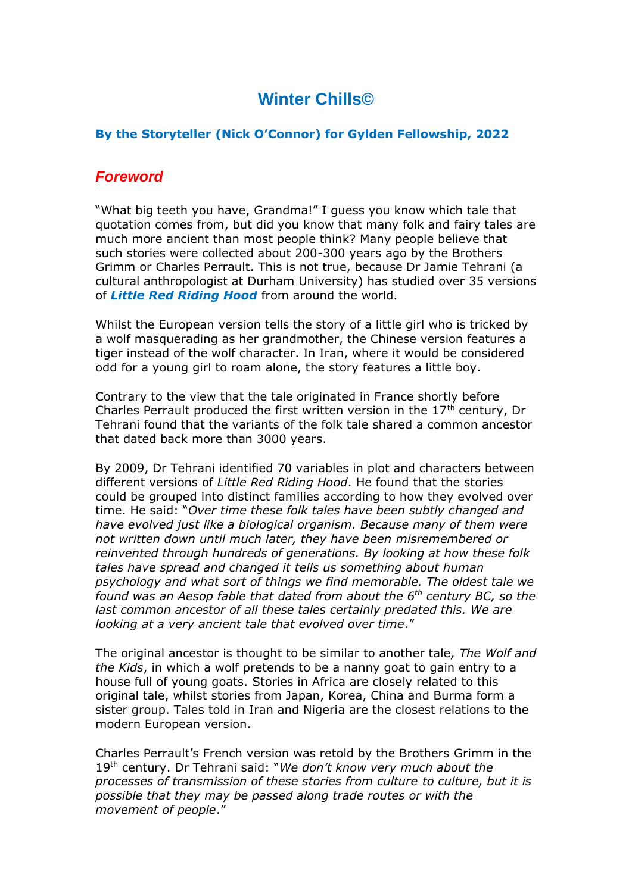# Winter Chills©

### By the Storyteller (Nick O'Connor) for Gylden Fellowship, 2022

## *Foreword*

"What big teeth you have, Grandma!" I guess you know which tale that quotation comes from, but did you know that many folk and fairy tales are much more ancient than most people think? Many people believe that such stories were collected about 200-300 years ago by the Brothers Grimm or Charles Perrault. This is not true, because Dr Jamie Tehrani (a cultural anthropologist at Durham University) has studied over 35 versions of ***Little Red Riding Hood*** from around the world.

Whilst the European version tells the story of a little girl who is tricked by a wolf masquerading as her grandmother, the Chinese version features a tiger instead of the wolf character. In Iran, where it would be considered odd for a young girl to roam alone, the story features a little boy.

Contrary to the view that the tale originated in France shortly before Charles Perrault produced the first written version in the 17th century, Dr Tehrani found that the variants of the folk tale shared a common ancestor that dated back more than 3000 years.

By 2009, Dr Tehrani identified 70 variables in plot and characters between different versions of *Little Red Riding Hood*. He found that the stories could be grouped into distinct families according to how they evolved over time. He said: "*Over time these folk tales have been subtly changed and have evolved just like a biological organism. Because many of them were not written down until much later, they have been misremembered or reinvented through hundreds of generations. By looking at how these folk tales have spread and changed it tells us something about human psychology and what sort of things we find memorable. The oldest tale we found was an Aesop fable that dated from about the 6th century BC, so the last common ancestor of all these tales certainly predated this. We are looking at a very ancient tale that evolved over time*."

The original ancestor is thought to be similar to another tale*, The Wolf and the Kids*, in which a wolf pretends to be a nanny goat to gain entry to a house full of young goats. Stories in Africa are closely related to this original tale, whilst stories from Japan, Korea, China and Burma form a sister group. Tales told in Iran and Nigeria are the closest relations to the modern European version.

Charles Perrault's French version was retold by the Brothers Grimm in the 19th century. Dr Tehrani said: "*We don't know very much about the processes of transmission of these stories from culture to culture, but it is possible that they may be passed along trade routes or with the movement of people*."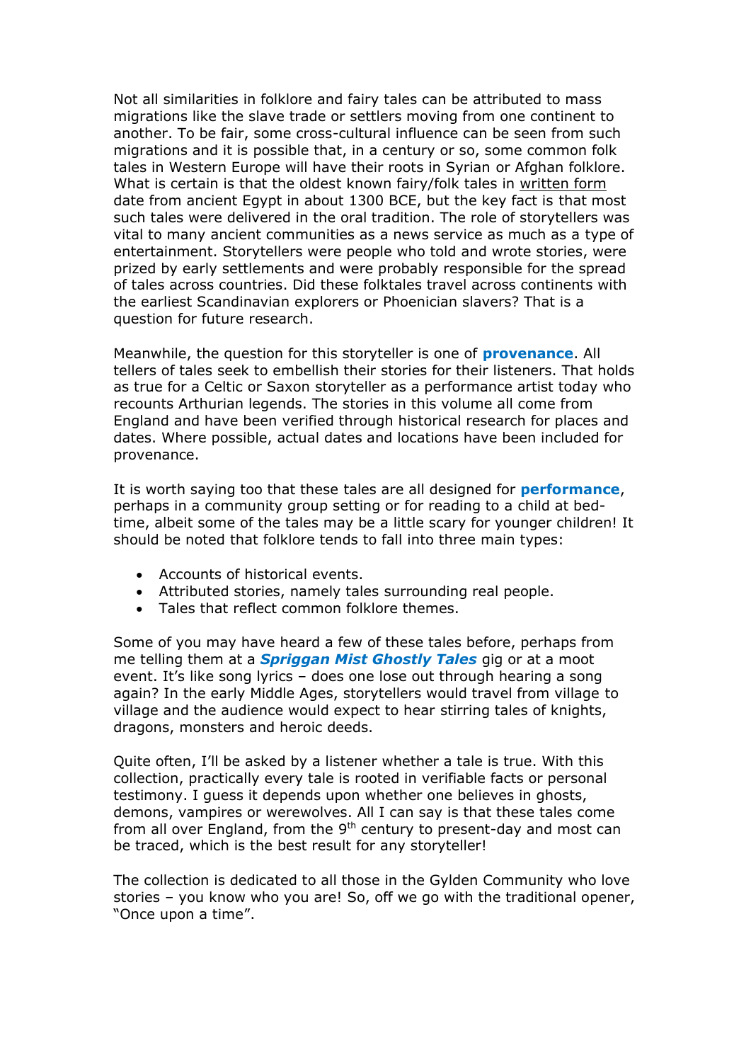Not all similarities in folklore and fairy tales can be attributed to mass migrations like the slave trade or settlers moving from one continent to another. To be fair, some cross-cultural influence can be seen from such migrations and it is possible that, in a century or so, some common folk tales in Western Europe will have their roots in Syrian or Afghan folklore. What is certain is that the oldest known fairy/folk tales in <u>written form</u> date from ancient Egypt in about 1300 BCE, but the key fact is that most such tales were delivered in the oral tradition. The role of storytellers was vital to many ancient communities as a news service as much as a type of entertainment. Storytellers were people who told and wrote stories, were prized by early settlements and were probably responsible for the spread of tales across countries. Did these folktales travel across continents with the earliest Scandinavian explorers or Phoenician slavers? That is a question for future research.

Meanwhile, the question for this storyteller is one of **provenance**. All tellers of tales seek to embellish their stories for their listeners. That holds as true for a Celtic or Saxon storyteller as a performance artist today who recounts Arthurian legends. The stories in this volume all come from England and have been verified through historical research for places and dates. Where possible, actual dates and locations have been included for provenance.

It is worth saying too that these tales are all designed for **performance**, perhaps in a community group setting or for reading to a child at bed-time, albeit some of the tales may be a little scary for younger children! It should be noted that folklore tends to fall into three main types:

- Accounts of historical events.
- Attributed stories, namely tales surrounding real people.
- Tales that reflect common folklore themes.

Some of you may have heard a few of these tales before, perhaps from me telling them at a ***Spriggan Mist Ghostly Tales*** gig or at a moot event. It's like song lyrics – does one lose out through hearing a song again? In the early Middle Ages, storytellers would travel from village to village and the audience would expect to hear stirring tales of knights, dragons, monsters and heroic deeds.

Quite often, I'll be asked by a listener whether a tale is true. With this collection, practically every tale is rooted in verifiable facts or personal testimony. I guess it depends upon whether one believes in ghosts, demons, vampires or werewolves. All I can say is that these tales come from all over England, from the 9th century to present-day and most can be traced, which is the best result for any storyteller!

The collection is dedicated to all those in the Gylden Community who love stories – you know who you are! So, off we go with the traditional opener, "Once upon a time".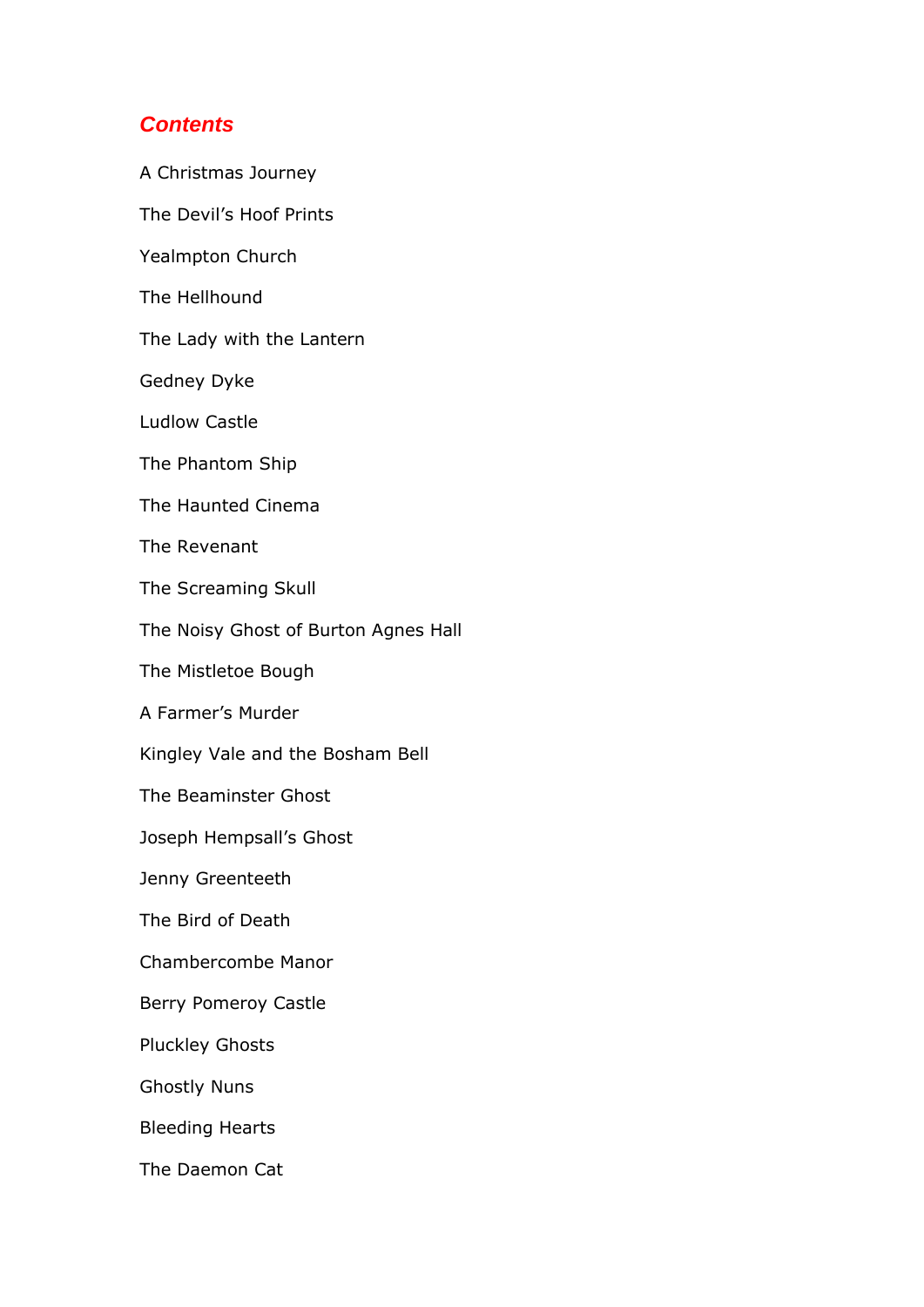## *Contents*

A Christmas Journey

The Devil's Hoof Prints

Yealmpton Church

The Hellhound

The Lady with the Lantern

Gedney Dyke

Ludlow Castle

The Phantom Ship

The Haunted Cinema

The Revenant

The Screaming Skull

The Noisy Ghost of Burton Agnes Hall

The Mistletoe Bough

A Farmer's Murder

Kingley Vale and the Bosham Bell

The Beaminster Ghost

Joseph Hempsall's Ghost

Jenny Greenteeth

The Bird of Death

Chambercombe Manor

Berry Pomeroy Castle

Pluckley Ghosts

Ghostly Nuns

Bleeding Hearts

The Daemon Cat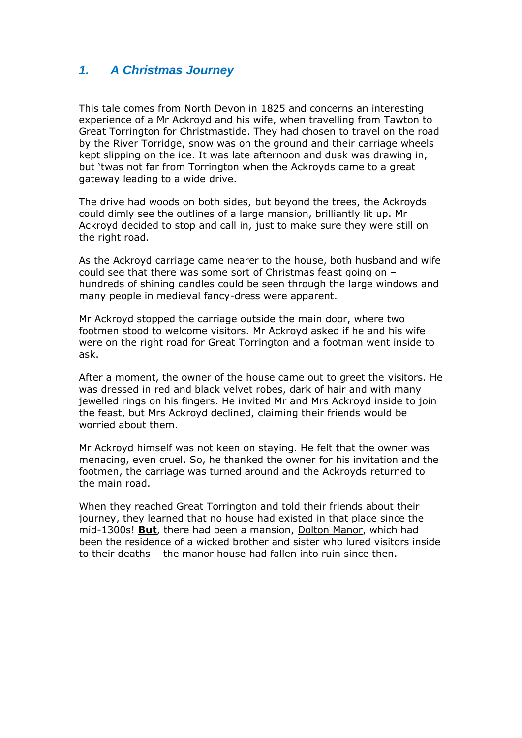## *1. A Christmas Journey*

This tale comes from North Devon in 1825 and concerns an interesting experience of a Mr Ackroyd and his wife, when travelling from Tawton to Great Torrington for Christmastide. They had chosen to travel on the road by the River Torridge, snow was on the ground and their carriage wheels kept slipping on the ice. It was late afternoon and dusk was drawing in, but 'twas not far from Torrington when the Ackroyds came to a great gateway leading to a wide drive.

The drive had woods on both sides, but beyond the trees, the Ackroyds could dimly see the outlines of a large mansion, brilliantly lit up. Mr Ackroyd decided to stop and call in, just to make sure they were still on the right road.

As the Ackroyd carriage came nearer to the house, both husband and wife could see that there was some sort of Christmas feast going on – hundreds of shining candles could be seen through the large windows and many people in medieval fancy-dress were apparent.

Mr Ackroyd stopped the carriage outside the main door, where two footmen stood to welcome visitors. Mr Ackroyd asked if he and his wife were on the right road for Great Torrington and a footman went inside to ask.

After a moment, the owner of the house came out to greet the visitors. He was dressed in red and black velvet robes, dark of hair and with many jewelled rings on his fingers. He invited Mr and Mrs Ackroyd inside to join the feast, but Mrs Ackroyd declined, claiming their friends would be worried about them.

Mr Ackroyd himself was not keen on staying. He felt that the owner was menacing, even cruel. So, he thanked the owner for his invitation and the footmen, the carriage was turned around and the Ackroyds returned to the main road.

When they reached Great Torrington and told their friends about their journey, they learned that no house had existed in that place since the mid-1300s! **<u>But</u>**, there had been a mansion, <u>Dolton Manor</u>, which had been the residence of a wicked brother and sister who lured visitors inside to their deaths – the manor house had fallen into ruin since then.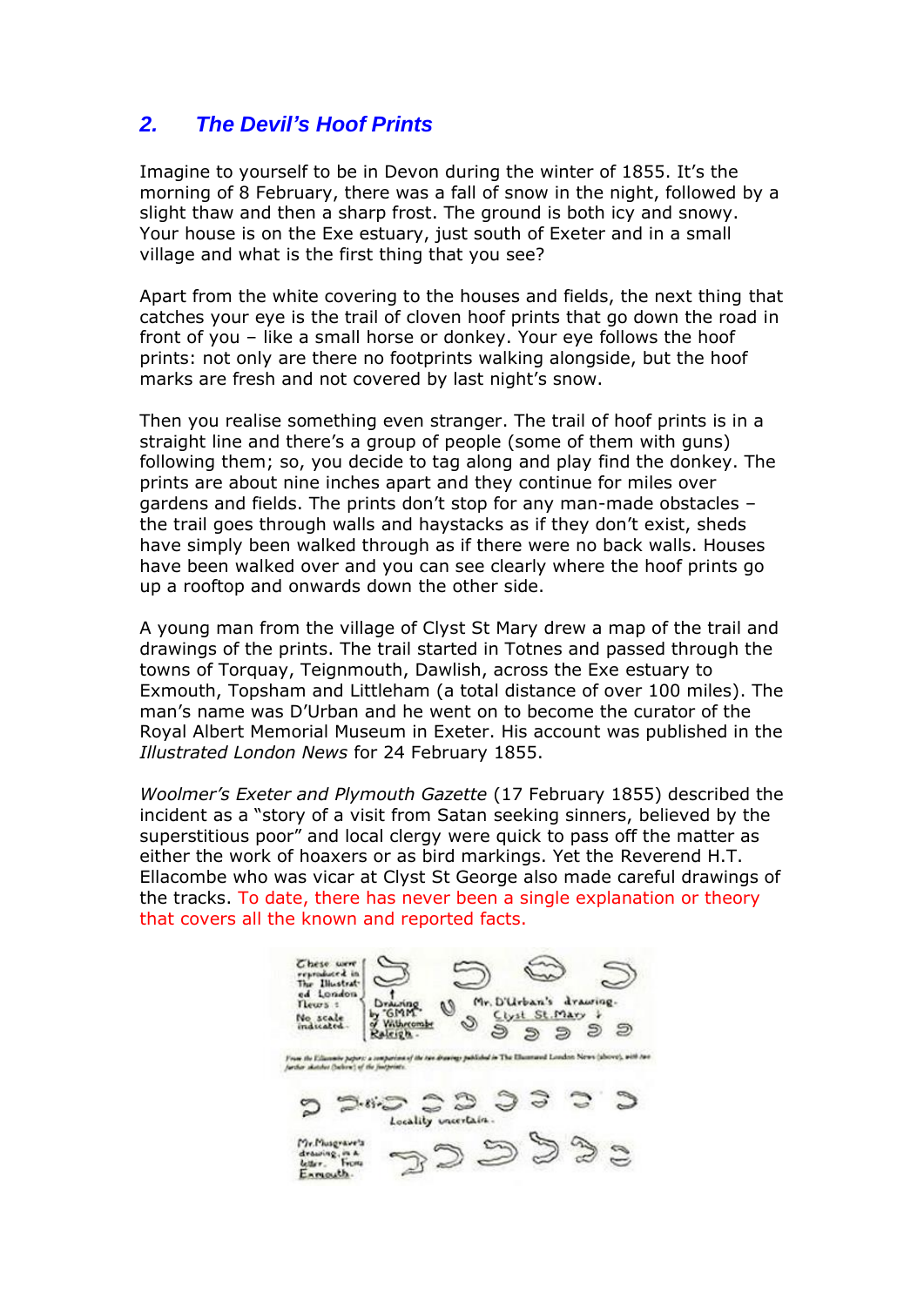## 2. *The Devil's Hoof Prints*

Imagine to yourself to be in Devon during the winter of 1855. It's the morning of 8 February, there was a fall of snow in the night, followed by a slight thaw and then a sharp frost. The ground is both icy and snowy. Your house is on the Exe estuary, just south of Exeter and in a small village and what is the first thing that you see?

Apart from the white covering to the houses and fields, the next thing that catches your eye is the trail of cloven hoof prints that go down the road in front of you – like a small horse or donkey. Your eye follows the hoof prints: not only are there no footprints walking alongside, but the hoof marks are fresh and not covered by last night's snow.

Then you realise something even stranger. The trail of hoof prints is in a straight line and there's a group of people (some of them with guns) following them; so, you decide to tag along and play find the donkey. The prints are about nine inches apart and they continue for miles over gardens and fields. The prints don't stop for any man-made obstacles – the trail goes through walls and haystacks as if they don't exist, sheds have simply been walked through as if there were no back walls. Houses have been walked over and you can see clearly where the hoof prints go up a rooftop and onwards down the other side.

A young man from the village of Clyst St Mary drew a map of the trail and drawings of the prints. The trail started in Totnes and passed through the towns of Torquay, Teignmouth, Dawlish, across the Exe estuary to Exmouth, Topsham and Littleham (a total distance of over 100 miles). The man's name was D'Urban and he went on to become the curator of the Royal Albert Memorial Museum in Exeter. His account was published in the *Illustrated London News* for 24 February 1855.

*Woolmer's Exeter and Plymouth Gazette* (17 February 1855) described the incident as a "story of a visit from Satan seeking sinners, believed by the superstitious poor" and local clergy were quick to pass off the matter as either the work of hoaxers or as bird markings. Yet the Reverend H.T. Ellacombe who was vicar at Clyst St George also made careful drawings of the tracks. To date, there has never been a single explanation or theory that covers all the known and reported facts.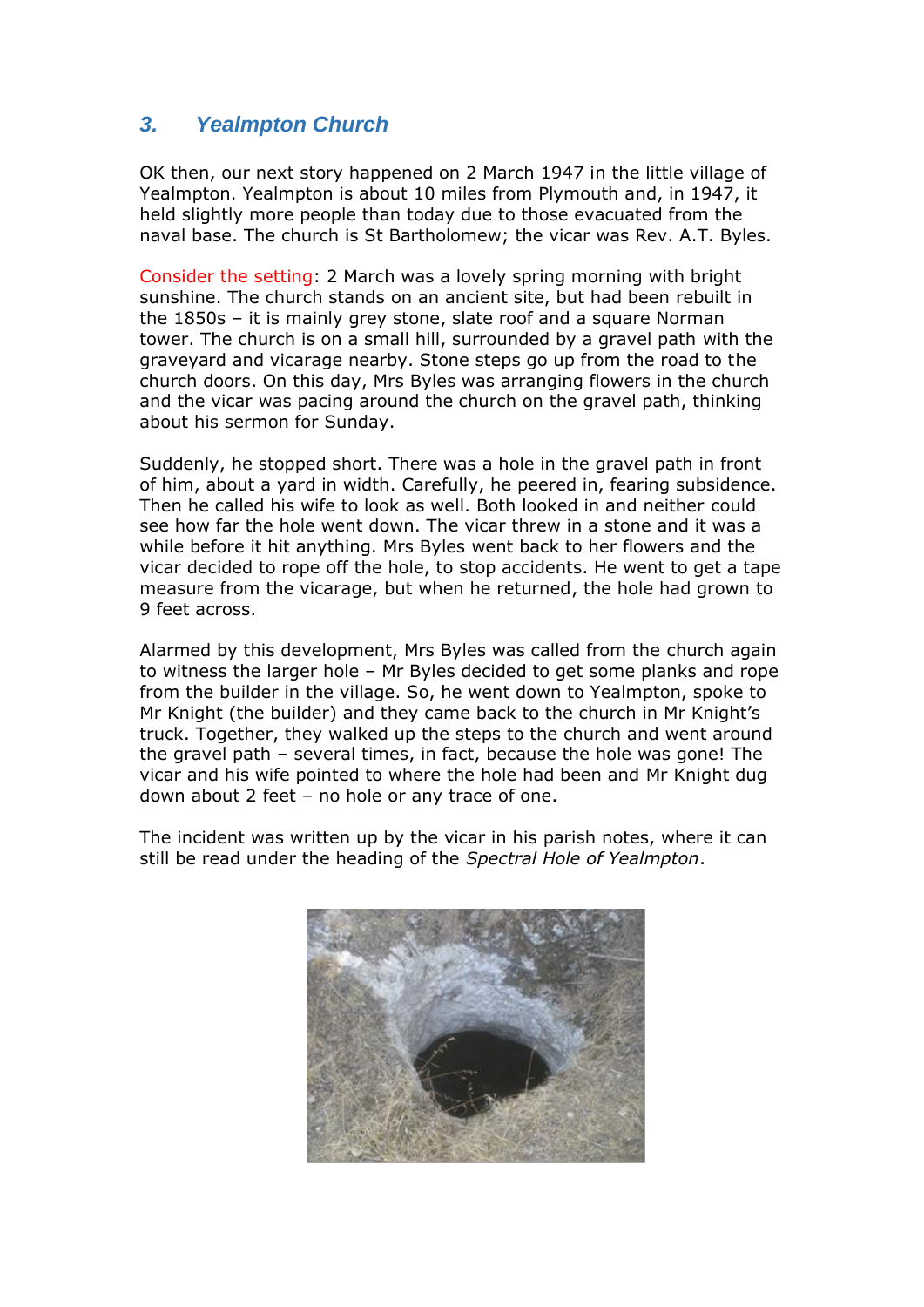### 3. *Yealmpton Church*

OK then, our next story happened on 2 March 1947 in the little village of Yealmpton. Yealmpton is about 10 miles from Plymouth and, in 1947, it held slightly more people than today due to those evacuated from the naval base. The church is St Bartholomew; the vicar was Rev. A.T. Byles.

Consider the setting: 2 March was a lovely spring morning with bright sunshine. The church stands on an ancient site, but had been rebuilt in the 1850s – it is mainly grey stone, slate roof and a square Norman tower. The church is on a small hill, surrounded by a gravel path with the graveyard and vicarage nearby. Stone steps go up from the road to the church doors. On this day, Mrs Byles was arranging flowers in the church and the vicar was pacing around the church on the gravel path, thinking about his sermon for Sunday.

Suddenly, he stopped short. There was a hole in the gravel path in front of him, about a yard in width. Carefully, he peered in, fearing subsidence. Then he called his wife to look as well. Both looked in and neither could see how far the hole went down. The vicar threw in a stone and it was a while before it hit anything. Mrs Byles went back to her flowers and the vicar decided to rope off the hole, to stop accidents. He went to get a tape measure from the vicarage, but when he returned, the hole had grown to 9 feet across.

Alarmed by this development, Mrs Byles was called from the church again to witness the larger hole – Mr Byles decided to get some planks and rope from the builder in the village. So, he went down to Yealmpton, spoke to Mr Knight (the builder) and they came back to the church in Mr Knight's truck. Together, they walked up the steps to the church and went around the gravel path – several times, in fact, because the hole was gone! The vicar and his wife pointed to where the hole had been and Mr Knight dug down about 2 feet – no hole or any trace of one.

The incident was written up by the vicar in his parish notes, where it can still be read under the heading of the *Spectral Hole of Yealmpton*.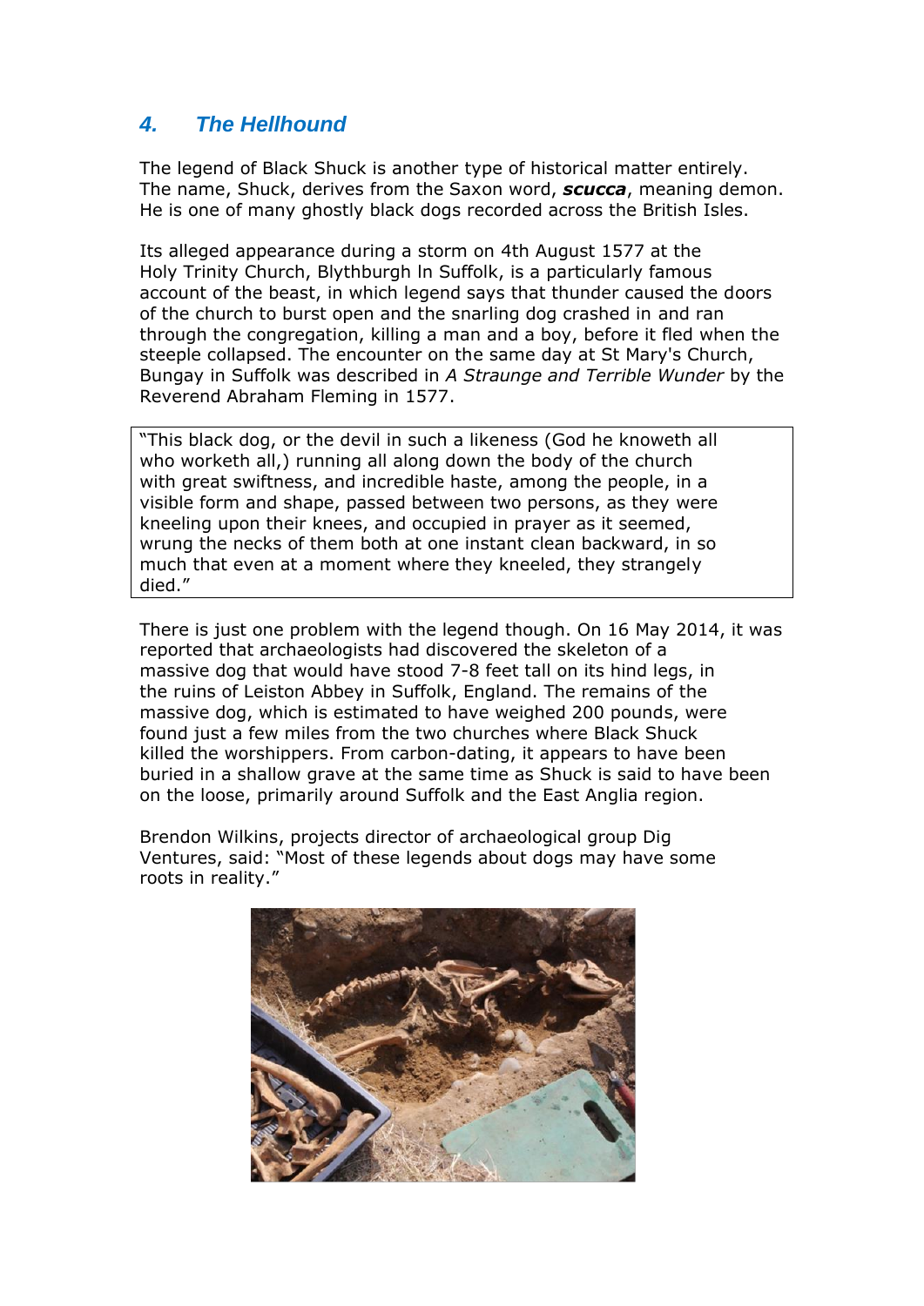## 4. *The Hellhound*

The legend of Black Shuck is another type of historical matter entirely. The name, Shuck, derives from the Saxon word, ***scucca***, meaning demon. He is one of many ghostly black dogs recorded across the British Isles.

Its alleged appearance during a storm on 4th August 1577 at the Holy Trinity Church, Blythburgh In Suffolk, is a particularly famous account of the beast, in which legend says that thunder caused the doors of the church to burst open and the snarling dog crashed in and ran through the congregation, killing a man and a boy, before it fled when the steeple collapsed. The encounter on the same day at St Mary's Church, Bungay in Suffolk was described in *A Straunge and Terrible Wunder* by the Reverend Abraham Fleming in 1577.

> "This black dog, or the devil in such a likeness (God he knoweth all who worketh all,) running all along down the body of the church with great swiftness, and incredible haste, among the people, in a visible form and shape, passed between two persons, as they were kneeling upon their knees, and occupied in prayer as it seemed, wrung the necks of them both at one instant clean backward, in so much that even at a moment where they kneeled, they strangely died."

There is just one problem with the legend though. On 16 May 2014, it was reported that archaeologists had discovered the skeleton of a massive dog that would have stood 7-8 feet tall on its hind legs, in the ruins of Leiston Abbey in Suffolk, England. The remains of the massive dog, which is estimated to have weighed 200 pounds, were found just a few miles from the two churches where Black Shuck killed the worshippers. From carbon-dating, it appears to have been buried in a shallow grave at the same time as Shuck is said to have been on the loose, primarily around Suffolk and the East Anglia region.

Brendon Wilkins, projects director of archaeological group Dig Ventures, said: "Most of these legends about dogs may have some roots in reality."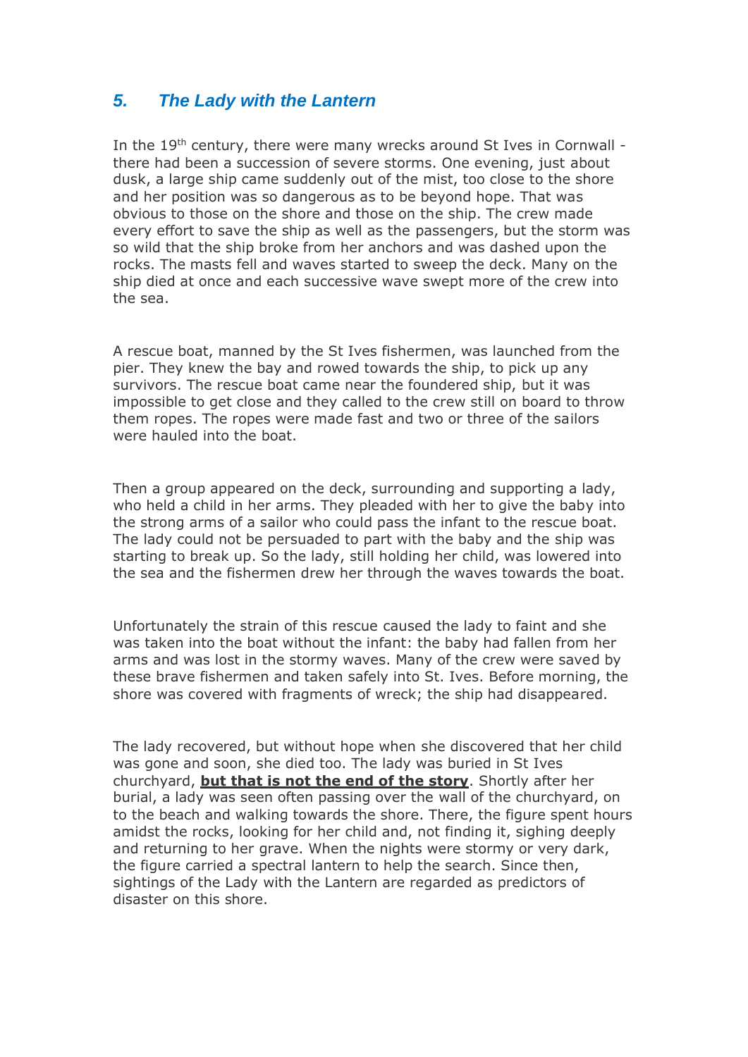## *5. The Lady with the Lantern*

In the 19th century, there were many wrecks around St Ives in Cornwall - there had been a succession of severe storms. One evening, just about dusk, a large ship came suddenly out of the mist, too close to the shore and her position was so dangerous as to be beyond hope. That was obvious to those on the shore and those on the ship. The crew made every effort to save the ship as well as the passengers, but the storm was so wild that the ship broke from her anchors and was dashed upon the rocks. The masts fell and waves started to sweep the deck. Many on the ship died at once and each successive wave swept more of the crew into the sea.

A rescue boat, manned by the St Ives fishermen, was launched from the pier. They knew the bay and rowed towards the ship, to pick up any survivors. The rescue boat came near the foundered ship, but it was impossible to get close and they called to the crew still on board to throw them ropes. The ropes were made fast and two or three of the sailors were hauled into the boat.

Then a group appeared on the deck, surrounding and supporting a lady, who held a child in her arms. They pleaded with her to give the baby into the strong arms of a sailor who could pass the infant to the rescue boat. The lady could not be persuaded to part with the baby and the ship was starting to break up. So the lady, still holding her child, was lowered into the sea and the fishermen drew her through the waves towards the boat.

Unfortunately the strain of this rescue caused the lady to faint and she was taken into the boat without the infant: the baby had fallen from her arms and was lost in the stormy waves. Many of the crew were saved by these brave fishermen and taken safely into St. Ives. Before morning, the shore was covered with fragments of wreck; the ship had disappeared.

The lady recovered, but without hope when she discovered that her child was gone and soon, she died too. The lady was buried in St Ives churchyard, **but that is not the end of the story**. Shortly after her burial, a lady was seen often passing over the wall of the churchyard, on to the beach and walking towards the shore. There, the figure spent hours amidst the rocks, looking for her child and, not finding it, sighing deeply and returning to her grave. When the nights were stormy or very dark, the figure carried a spectral lantern to help the search. Since then, sightings of the Lady with the Lantern are regarded as predictors of disaster on this shore.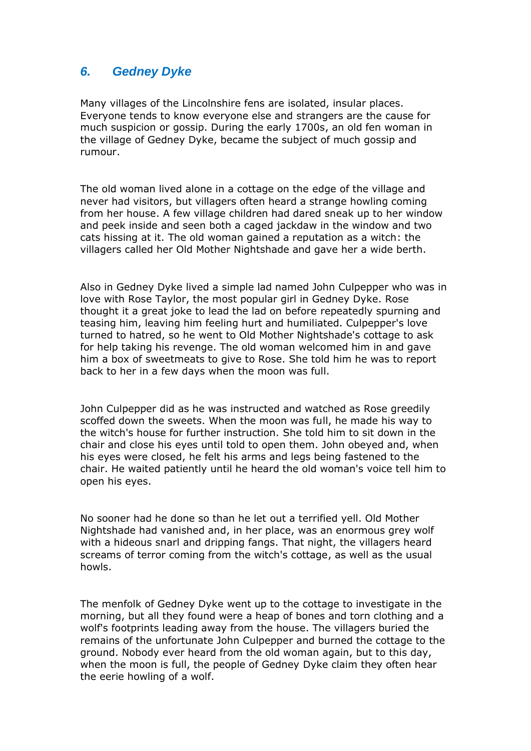## *6. Gedney Dyke*

Many villages of the Lincolnshire fens are isolated, insular places. Everyone tends to know everyone else and strangers are the cause for much suspicion or gossip. During the early 1700s, an old fen woman in the village of Gedney Dyke, became the subject of much gossip and rumour.

The old woman lived alone in a cottage on the edge of the village and never had visitors, but villagers often heard a strange howling coming from her house. A few village children had dared sneak up to her window and peek inside and seen both a caged jackdaw in the window and two cats hissing at it. The old woman gained a reputation as a witch: the villagers called her Old Mother Nightshade and gave her a wide berth.

Also in Gedney Dyke lived a simple lad named John Culpepper who was in love with Rose Taylor, the most popular girl in Gedney Dyke. Rose thought it a great joke to lead the lad on before repeatedly spurning and teasing him, leaving him feeling hurt and humiliated. Culpepper's love turned to hatred, so he went to Old Mother Nightshade's cottage to ask for help taking his revenge. The old woman welcomed him in and gave him a box of sweetmeats to give to Rose. She told him he was to report back to her in a few days when the moon was full.

John Culpepper did as he was instructed and watched as Rose greedily scoffed down the sweets. When the moon was full, he made his way to the witch's house for further instruction. She told him to sit down in the chair and close his eyes until told to open them. John obeyed and, when his eyes were closed, he felt his arms and legs being fastened to the chair. He waited patiently until he heard the old woman's voice tell him to open his eyes.

No sooner had he done so than he let out a terrified yell. Old Mother Nightshade had vanished and, in her place, was an enormous grey wolf with a hideous snarl and dripping fangs. That night, the villagers heard screams of terror coming from the witch's cottage, as well as the usual howls.

The menfolk of Gedney Dyke went up to the cottage to investigate in the morning, but all they found were a heap of bones and torn clothing and a wolf's footprints leading away from the house. The villagers buried the remains of the unfortunate John Culpepper and burned the cottage to the ground. Nobody ever heard from the old woman again, but to this day, when the moon is full, the people of Gedney Dyke claim they often hear the eerie howling of a wolf.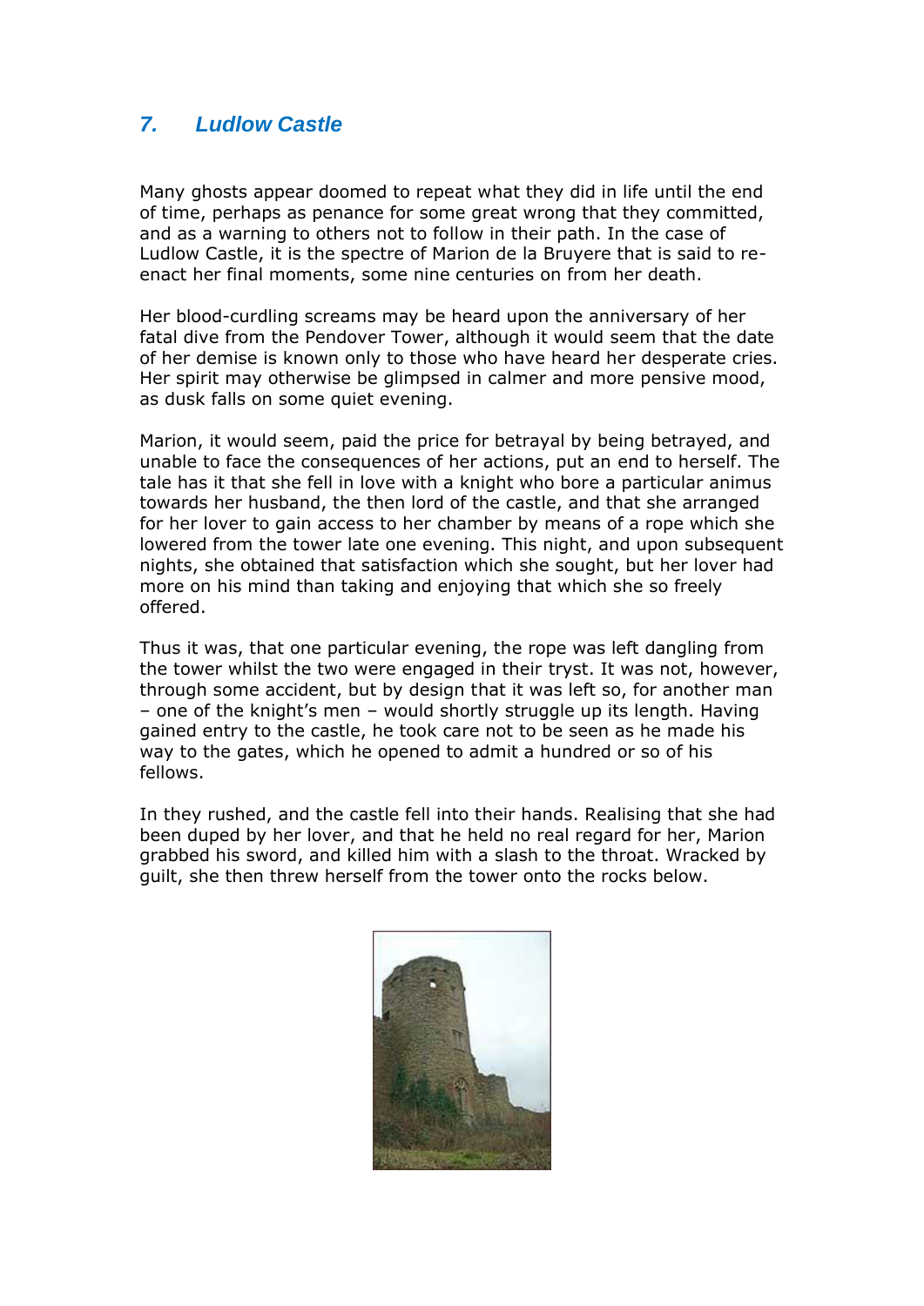## *7. Ludlow Castle*

Many ghosts appear doomed to repeat what they did in life until the end of time, perhaps as penance for some great wrong that they committed, and as a warning to others not to follow in their path. In the case of Ludlow Castle, it is the spectre of Marion de la Bruyere that is said to re-enact her final moments, some nine centuries on from her death.

Her blood-curdling screams may be heard upon the anniversary of her fatal dive from the Pendover Tower, although it would seem that the date of her demise is known only to those who have heard her desperate cries. Her spirit may otherwise be glimpsed in calmer and more pensive mood, as dusk falls on some quiet evening.

Marion, it would seem, paid the price for betrayal by being betrayed, and unable to face the consequences of her actions, put an end to herself. The tale has it that she fell in love with a knight who bore a particular animus towards her husband, the then lord of the castle, and that she arranged for her lover to gain access to her chamber by means of a rope which she lowered from the tower late one evening. This night, and upon subsequent nights, she obtained that satisfaction which she sought, but her lover had more on his mind than taking and enjoying that which she so freely offered.

Thus it was, that one particular evening, the rope was left dangling from the tower whilst the two were engaged in their tryst. It was not, however, through some accident, but by design that it was left so, for another man – one of the knight's men – would shortly struggle up its length. Having gained entry to the castle, he took care not to be seen as he made his way to the gates, which he opened to admit a hundred or so of his fellows.

In they rushed, and the castle fell into their hands. Realising that she had been duped by her lover, and that he held no real regard for her, Marion grabbed his sword, and killed him with a slash to the throat. Wracked by guilt, she then threw herself from the tower onto the rocks below.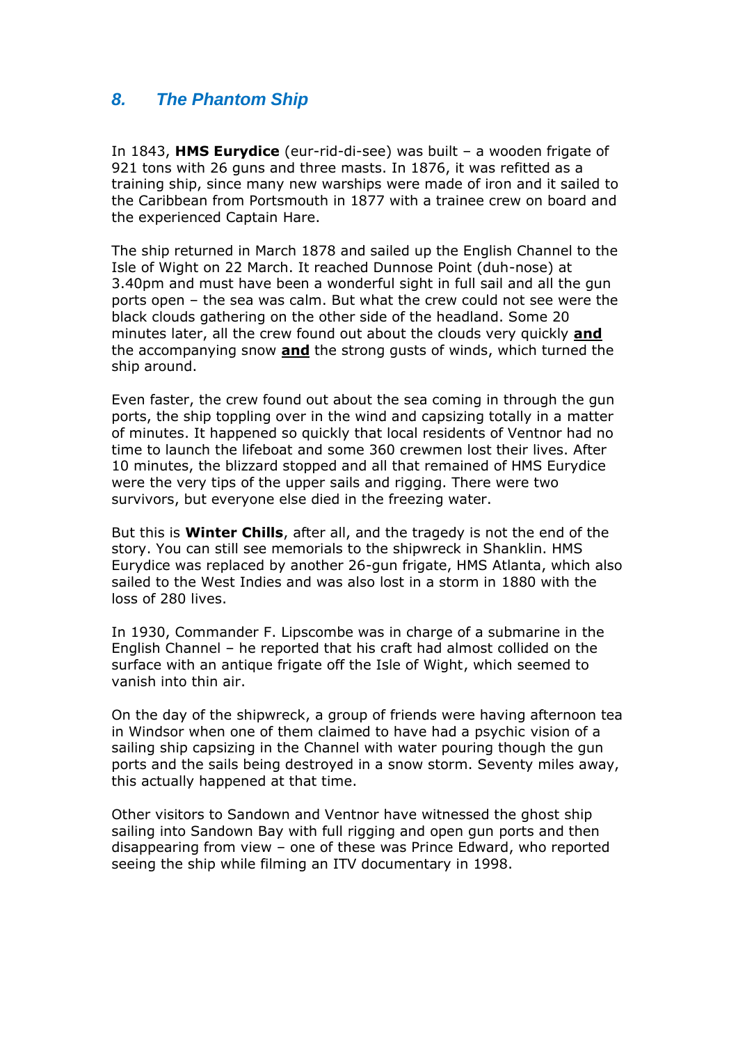## *8. The Phantom Ship*

In 1843, **HMS Eurydice** (eur-rid-di-see) was built – a wooden frigate of 921 tons with 26 guns and three masts. In 1876, it was refitted as a training ship, since many new warships were made of iron and it sailed to the Caribbean from Portsmouth in 1877 with a trainee crew on board and the experienced Captain Hare.

The ship returned in March 1878 and sailed up the English Channel to the Isle of Wight on 22 March. It reached Dunnose Point (duh-nose) at 3.40pm and must have been a wonderful sight in full sail and all the gun ports open – the sea was calm. But what the crew could not see were the black clouds gathering on the other side of the headland. Some 20 minutes later, all the crew found out about the clouds very quickly <u>**and**</u> the accompanying snow <u>**and**</u> the strong gusts of winds, which turned the ship around.

Even faster, the crew found out about the sea coming in through the gun ports, the ship toppling over in the wind and capsizing totally in a matter of minutes. It happened so quickly that local residents of Ventnor had no time to launch the lifeboat and some 360 crewmen lost their lives. After 10 minutes, the blizzard stopped and all that remained of HMS Eurydice were the very tips of the upper sails and rigging. There were two survivors, but everyone else died in the freezing water.

But this is **Winter Chills**, after all, and the tragedy is not the end of the story. You can still see memorials to the shipwreck in Shanklin. HMS Eurydice was replaced by another 26-gun frigate, HMS Atlanta, which also sailed to the West Indies and was also lost in a storm in 1880 with the loss of 280 lives.

In 1930, Commander F. Lipscombe was in charge of a submarine in the English Channel – he reported that his craft had almost collided on the surface with an antique frigate off the Isle of Wight, which seemed to vanish into thin air.

On the day of the shipwreck, a group of friends were having afternoon tea in Windsor when one of them claimed to have had a psychic vision of a sailing ship capsizing in the Channel with water pouring though the gun ports and the sails being destroyed in a snow storm. Seventy miles away, this actually happened at that time.

Other visitors to Sandown and Ventnor have witnessed the ghost ship sailing into Sandown Bay with full rigging and open gun ports and then disappearing from view – one of these was Prince Edward, who reported seeing the ship while filming an ITV documentary in 1998.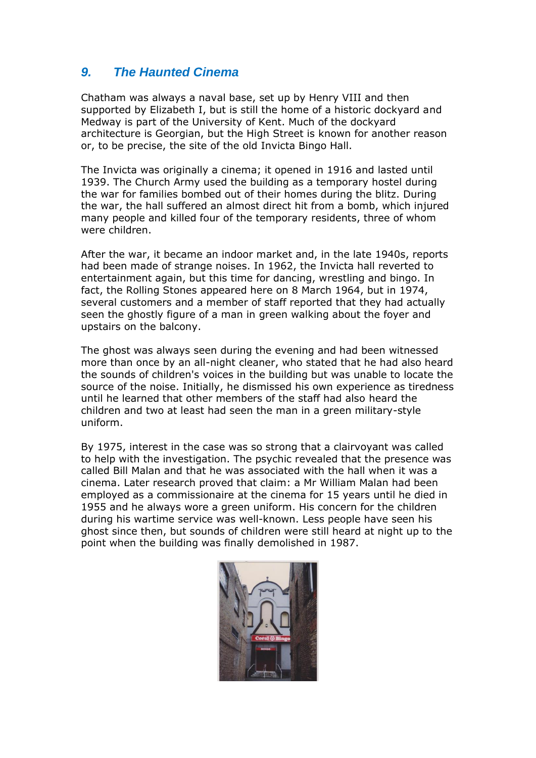## 9. The Haunted Cinema

Chatham was always a naval base, set up by Henry VIII and then supported by Elizabeth I, but is still the home of a historic dockyard and Medway is part of the University of Kent. Much of the dockyard architecture is Georgian, but the High Street is known for another reason or, to be precise, the site of the old Invicta Bingo Hall.

The Invicta was originally a cinema; it opened in 1916 and lasted until 1939. The Church Army used the building as a temporary hostel during the war for families bombed out of their homes during the blitz. During the war, the hall suffered an almost direct hit from a bomb, which injured many people and killed four of the temporary residents, three of whom were children.

After the war, it became an indoor market and, in the late 1940s, reports had been made of strange noises. In 1962, the Invicta hall reverted to entertainment again, but this time for dancing, wrestling and bingo. In fact, the Rolling Stones appeared here on 8 March 1964, but in 1974, several customers and a member of staff reported that they had actually seen the ghostly figure of a man in green walking about the foyer and upstairs on the balcony.

The ghost was always seen during the evening and had been witnessed more than once by an all-night cleaner, who stated that he had also heard the sounds of children's voices in the building but was unable to locate the source of the noise. Initially, he dismissed his own experience as tiredness until he learned that other members of the staff had also heard the children and two at least had seen the man in a green military-style uniform.

By 1975, interest in the case was so strong that a clairvoyant was called to help with the investigation. The psychic revealed that the presence was called Bill Malan and that he was associated with the hall when it was a cinema. Later research proved that claim: a Mr William Malan had been employed as a commissionaire at the cinema for 15 years until he died in 1955 and he always wore a green uniform. His concern for the children during his wartime service was well-known. Less people have seen his ghost since then, but sounds of children were still heard at night up to the point when the building was finally demolished in 1987.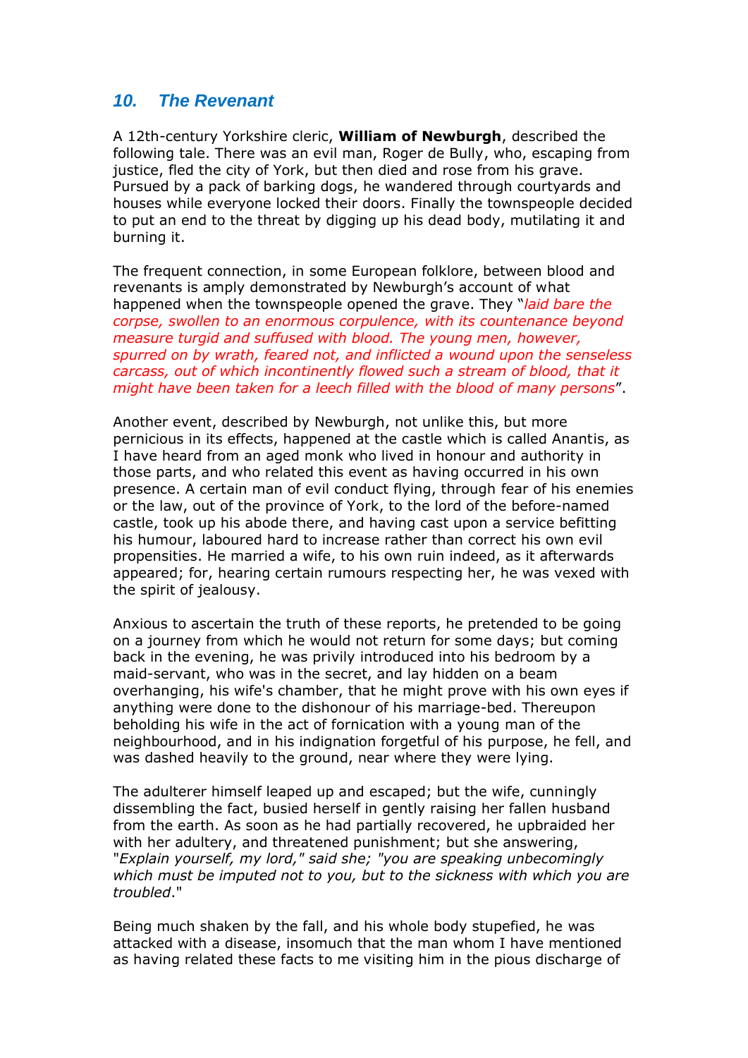## *10. The Revenant*

A 12th-century Yorkshire cleric, **William of Newburgh**, described the following tale. There was an evil man, Roger de Bully, who, escaping from justice, fled the city of York, but then died and rose from his grave. Pursued by a pack of barking dogs, he wandered through courtyards and houses while everyone locked their doors. Finally the townspeople decided to put an end to the threat by digging up his dead body, mutilating it and burning it.

The frequent connection, in some European folklore, between blood and revenants is amply demonstrated by Newburgh's account of what happened when the townspeople opened the grave. They "*laid bare the corpse, swollen to an enormous corpulence, with its countenance beyond measure turgid and suffused with blood. The young men, however, spurred on by wrath, feared not, and inflicted a wound upon the senseless carcass, out of which incontinently flowed such a stream of blood, that it might have been taken for a leech filled with the blood of many persons*".

Another event, described by Newburgh, not unlike this, but more pernicious in its effects, happened at the castle which is called Anantis, as I have heard from an aged monk who lived in honour and authority in those parts, and who related this event as having occurred in his own presence. A certain man of evil conduct flying, through fear of his enemies or the law, out of the province of York, to the lord of the before-named castle, took up his abode there, and having cast upon a service befitting his humour, laboured hard to increase rather than correct his own evil propensities. He married a wife, to his own ruin indeed, as it afterwards appeared; for, hearing certain rumours respecting her, he was vexed with the spirit of jealousy.

Anxious to ascertain the truth of these reports, he pretended to be going on a journey from which he would not return for some days; but coming back in the evening, he was privily introduced into his bedroom by a maid-servant, who was in the secret, and lay hidden on a beam overhanging, his wife's chamber, that he might prove with his own eyes if anything were done to the dishonour of his marriage-bed. Thereupon beholding his wife in the act of fornication with a young man of the neighbourhood, and in his indignation forgetful of his purpose, he fell, and was dashed heavily to the ground, near where they were lying.

The adulterer himself leaped up and escaped; but the wife, cunningly dissembling the fact, busied herself in gently raising her fallen husband from the earth. As soon as he had partially recovered, he upbraided her with her adultery, and threatened punishment; but she answering, "*Explain yourself, my lord," said she; "you are speaking unbecomingly which must be imputed not to you, but to the sickness with which you are troubled*."

Being much shaken by the fall, and his whole body stupefied, he was attacked with a disease, insomuch that the man whom I have mentioned as having related these facts to me visiting him in the pious discharge of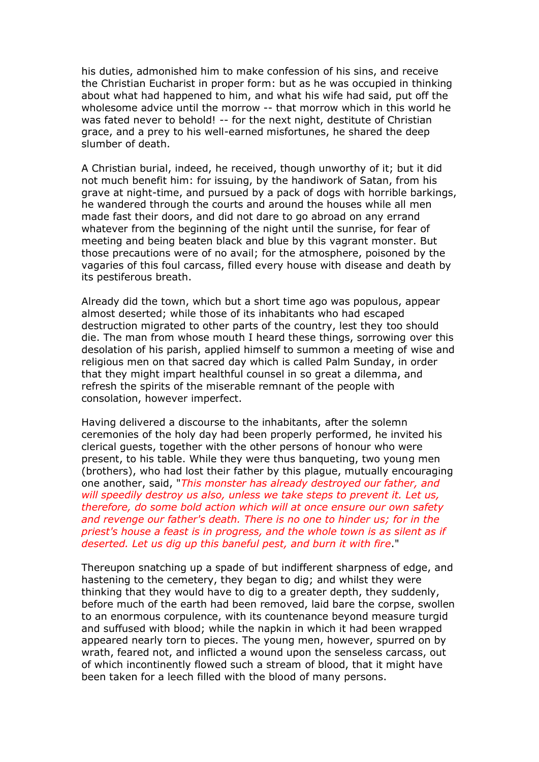his duties, admonished him to make confession of his sins, and receive the Christian Eucharist in proper form: but as he was occupied in thinking about what had happened to him, and what his wife had said, put off the wholesome advice until the morrow -- that morrow which in this world he was fated never to behold! -- for the next night, destitute of Christian grace, and a prey to his well-earned misfortunes, he shared the deep slumber of death.

A Christian burial, indeed, he received, though unworthy of it; but it did not much benefit him: for issuing, by the handiwork of Satan, from his grave at night-time, and pursued by a pack of dogs with horrible barkings, he wandered through the courts and around the houses while all men made fast their doors, and did not dare to go abroad on any errand whatever from the beginning of the night until the sunrise, for fear of meeting and being beaten black and blue by this vagrant monster. But those precautions were of no avail; for the atmosphere, poisoned by the vagaries of this foul carcass, filled every house with disease and death by its pestiferous breath.

Already did the town, which but a short time ago was populous, appear almost deserted; while those of its inhabitants who had escaped destruction migrated to other parts of the country, lest they too should die. The man from whose mouth I heard these things, sorrowing over this desolation of his parish, applied himself to summon a meeting of wise and religious men on that sacred day which is called Palm Sunday, in order that they might impart healthful counsel in so great a dilemma, and refresh the spirits of the miserable remnant of the people with consolation, however imperfect.

Having delivered a discourse to the inhabitants, after the solemn ceremonies of the holy day had been properly performed, he invited his clerical guests, together with the other persons of honour who were present, to his table. While they were thus banqueting, two young men (brothers), who had lost their father by this plague, mutually encouraging one another, said, "*This monster has already destroyed our father, and will speedily destroy us also, unless we take steps to prevent it. Let us, therefore, do some bold action which will at once ensure our own safety and revenge our father's death. There is no one to hinder us; for in the priest's house a feast is in progress, and the whole town is as silent as if deserted. Let us dig up this baneful pest, and burn it with fire*."

Thereupon snatching up a spade of but indifferent sharpness of edge, and hastening to the cemetery, they began to dig; and whilst they were thinking that they would have to dig to a greater depth, they suddenly, before much of the earth had been removed, laid bare the corpse, swollen to an enormous corpulence, with its countenance beyond measure turgid and suffused with blood; while the napkin in which it had been wrapped appeared nearly torn to pieces. The young men, however, spurred on by wrath, feared not, and inflicted a wound upon the senseless carcass, out of which incontinently flowed such a stream of blood, that it might have been taken for a leech filled with the blood of many persons.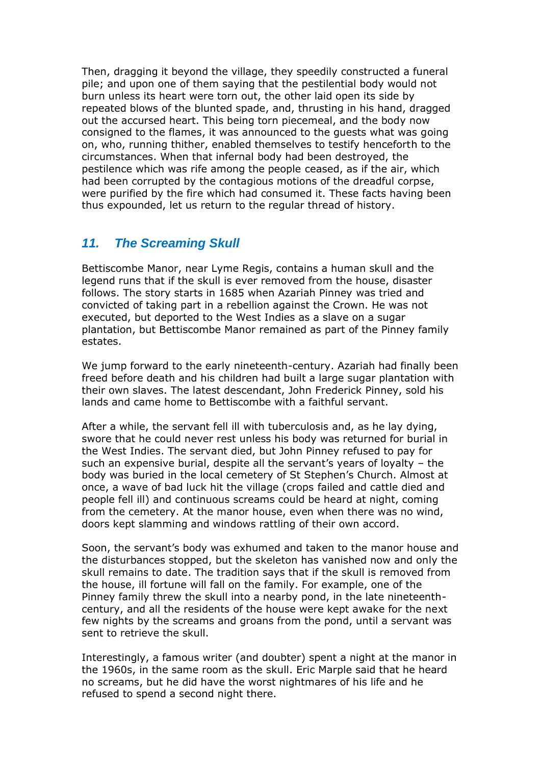Then, dragging it beyond the village, they speedily constructed a funeral pile; and upon one of them saying that the pestilential body would not burn unless its heart were torn out, the other laid open its side by repeated blows of the blunted spade, and, thrusting in his hand, dragged out the accursed heart. This being torn piecemeal, and the body now consigned to the flames, it was announced to the guests what was going on, who, running thither, enabled themselves to testify henceforth to the circumstances. When that infernal body had been destroyed, the pestilence which was rife among the people ceased, as if the air, which had been corrupted by the contagious motions of the dreadful corpse, were purified by the fire which had consumed it. These facts having been thus expounded, let us return to the regular thread of history.

## *11. The Screaming Skull*

Bettiscombe Manor, near Lyme Regis, contains a human skull and the legend runs that if the skull is ever removed from the house, disaster follows. The story starts in 1685 when Azariah Pinney was tried and convicted of taking part in a rebellion against the Crown. He was not executed, but deported to the West Indies as a slave on a sugar plantation, but Bettiscombe Manor remained as part of the Pinney family estates.

We jump forward to the early nineteenth-century. Azariah had finally been freed before death and his children had built a large sugar plantation with their own slaves. The latest descendant, John Frederick Pinney, sold his lands and came home to Bettiscombe with a faithful servant.

After a while, the servant fell ill with tuberculosis and, as he lay dying, swore that he could never rest unless his body was returned for burial in the West Indies. The servant died, but John Pinney refused to pay for such an expensive burial, despite all the servant's years of loyalty – the body was buried in the local cemetery of St Stephen's Church. Almost at once, a wave of bad luck hit the village (crops failed and cattle died and people fell ill) and continuous screams could be heard at night, coming from the cemetery. At the manor house, even when there was no wind, doors kept slamming and windows rattling of their own accord.

Soon, the servant's body was exhumed and taken to the manor house and the disturbances stopped, but the skeleton has vanished now and only the skull remains to date. The tradition says that if the skull is removed from the house, ill fortune will fall on the family. For example, one of the Pinney family threw the skull into a nearby pond, in the late nineteenth-century, and all the residents of the house were kept awake for the next few nights by the screams and groans from the pond, until a servant was sent to retrieve the skull.

Interestingly, a famous writer (and doubter) spent a night at the manor in the 1960s, in the same room as the skull. Eric Marple said that he heard no screams, but he did have the worst nightmares of his life and he refused to spend a second night there.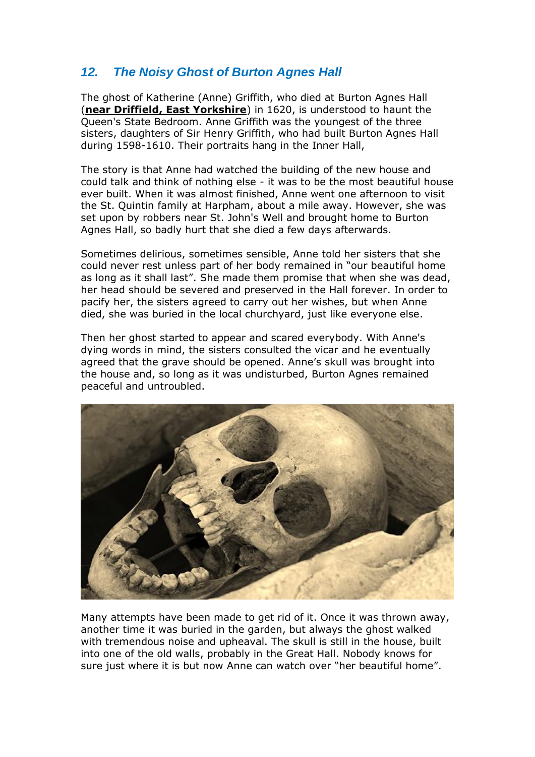## *12. The Noisy Ghost of Burton Agnes Hall*

The ghost of Katherine (Anne) Griffith, who died at Burton Agnes Hall (**near Driffield, East Yorkshire**) in 1620, is understood to haunt the Queen's State Bedroom. Anne Griffith was the youngest of the three sisters, daughters of Sir Henry Griffith, who had built Burton Agnes Hall during 1598-1610. Their portraits hang in the Inner Hall,

The story is that Anne had watched the building of the new house and could talk and think of nothing else - it was to be the most beautiful house ever built. When it was almost finished, Anne went one afternoon to visit the St. Quintin family at Harpham, about a mile away. However, she was set upon by robbers near St. John's Well and brought home to Burton Agnes Hall, so badly hurt that she died a few days afterwards.

Sometimes delirious, sometimes sensible, Anne told her sisters that she could never rest unless part of her body remained in "our beautiful home as long as it shall last". She made them promise that when she was dead, her head should be severed and preserved in the Hall forever. In order to pacify her, the sisters agreed to carry out her wishes, but when Anne died, she was buried in the local churchyard, just like everyone else.

Then her ghost started to appear and scared everybody. With Anne's dying words in mind, the sisters consulted the vicar and he eventually agreed that the grave should be opened. Anne's skull was brought into the house and, so long as it was undisturbed, Burton Agnes remained peaceful and untroubled.

Many attempts have been made to get rid of it. Once it was thrown away, another time it was buried in the garden, but always the ghost walked with tremendous noise and upheaval. The skull is still in the house, built into one of the old walls, probably in the Great Hall. Nobody knows for sure just where it is but now Anne can watch over "her beautiful home".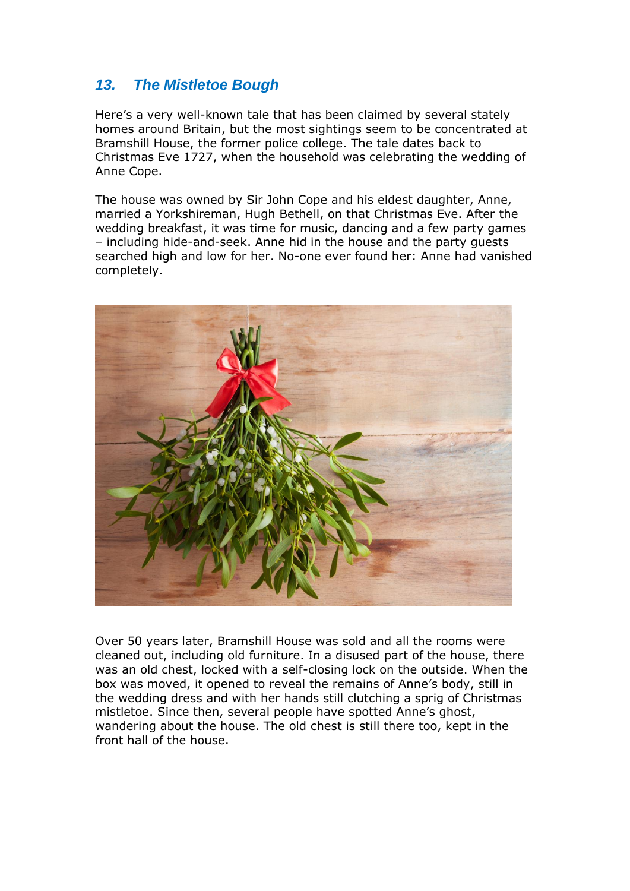## 13. *The Mistletoe Bough*

Here's a very well-known tale that has been claimed by several stately homes around Britain, but the most sightings seem to be concentrated at Bramshill House, the former police college. The tale dates back to Christmas Eve 1727, when the household was celebrating the wedding of Anne Cope.

The house was owned by Sir John Cope and his eldest daughter, Anne, married a Yorkshireman, Hugh Bethell, on that Christmas Eve. After the wedding breakfast, it was time for music, dancing and a few party games – including hide-and-seek. Anne hid in the house and the party guests searched high and low for her. No-one ever found her: Anne had vanished completely.

Over 50 years later, Bramshill House was sold and all the rooms were cleaned out, including old furniture. In a disused part of the house, there was an old chest, locked with a self-closing lock on the outside. When the box was moved, it opened to reveal the remains of Anne's body, still in the wedding dress and with her hands still clutching a sprig of Christmas mistletoe. Since then, several people have spotted Anne's ghost, wandering about the house. The old chest is still there too, kept in the front hall of the house.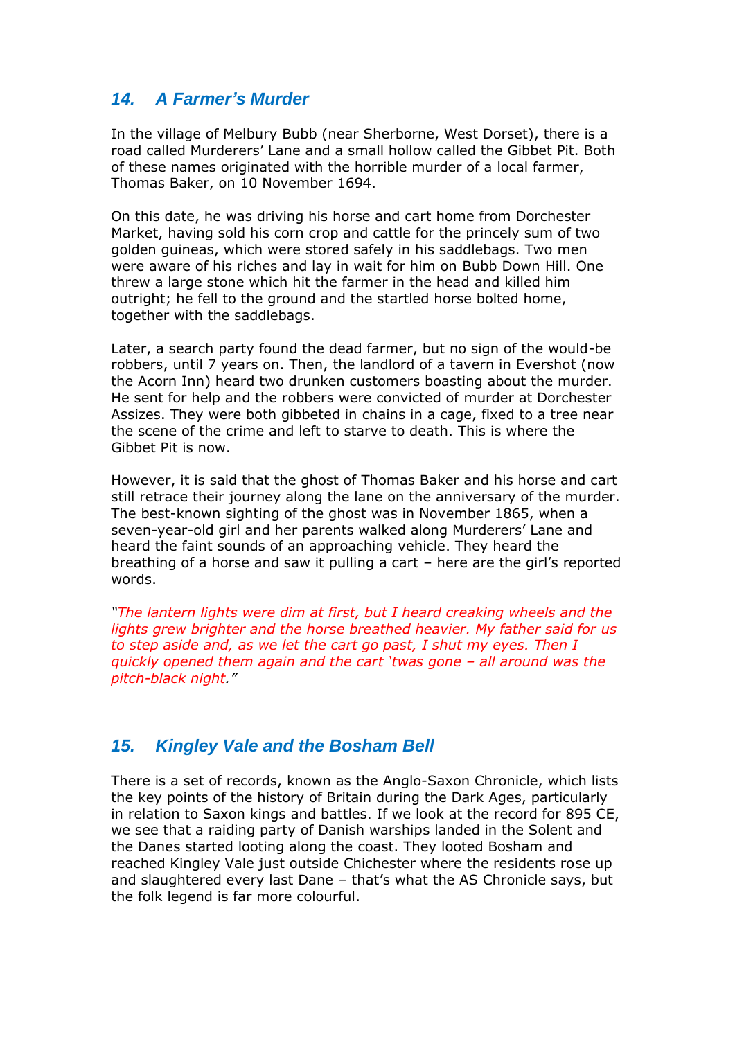## *14. A Farmer's Murder*

In the village of Melbury Bubb (near Sherborne, West Dorset), there is a road called Murderers' Lane and a small hollow called the Gibbet Pit. Both of these names originated with the horrible murder of a local farmer, Thomas Baker, on 10 November 1694.

On this date, he was driving his horse and cart home from Dorchester Market, having sold his corn crop and cattle for the princely sum of two golden guineas, which were stored safely in his saddlebags. Two men were aware of his riches and lay in wait for him on Bubb Down Hill. One threw a large stone which hit the farmer in the head and killed him outright; he fell to the ground and the startled horse bolted home, together with the saddlebags.

Later, a search party found the dead farmer, but no sign of the would-be robbers, until 7 years on. Then, the landlord of a tavern in Evershot (now the Acorn Inn) heard two drunken customers boasting about the murder. He sent for help and the robbers were convicted of murder at Dorchester Assizes. They were both gibbeted in chains in a cage, fixed to a tree near the scene of the crime and left to starve to death. This is where the Gibbet Pit is now.

However, it is said that the ghost of Thomas Baker and his horse and cart still retrace their journey along the lane on the anniversary of the murder. The best-known sighting of the ghost was in November 1865, when a seven-year-old girl and her parents walked along Murderers' Lane and heard the faint sounds of an approaching vehicle. They heard the breathing of a horse and saw it pulling a cart – here are the girl's reported words.

*"The lantern lights were dim at first, but I heard creaking wheels and the lights grew brighter and the horse breathed heavier. My father said for us to step aside and, as we let the cart go past, I shut my eyes. Then I quickly opened them again and the cart 'twas gone – all around was the pitch-black night."*

## *15. Kingley Vale and the Bosham Bell*

There is a set of records, known as the Anglo-Saxon Chronicle, which lists the key points of the history of Britain during the Dark Ages, particularly in relation to Saxon kings and battles. If we look at the record for 895 CE, we see that a raiding party of Danish warships landed in the Solent and the Danes started looting along the coast. They looted Bosham and reached Kingley Vale just outside Chichester where the residents rose up and slaughtered every last Dane – that's what the AS Chronicle says, but the folk legend is far more colourful.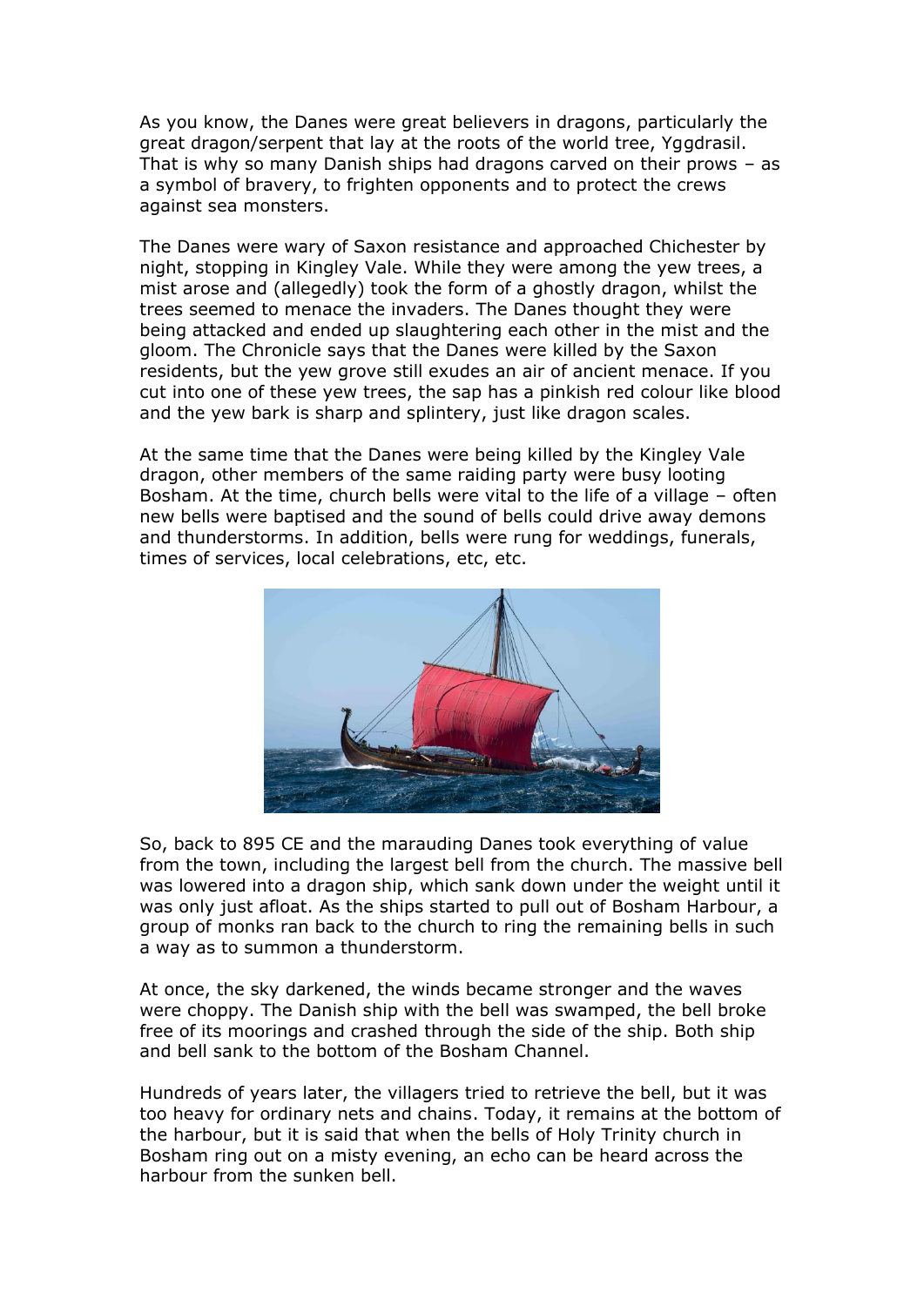As you know, the Danes were great believers in dragons, particularly the great dragon/serpent that lay at the roots of the world tree, Yggdrasil. That is why so many Danish ships had dragons carved on their prows – as a symbol of bravery, to frighten opponents and to protect the crews against sea monsters.

The Danes were wary of Saxon resistance and approached Chichester by night, stopping in Kingley Vale. While they were among the yew trees, a mist arose and (allegedly) took the form of a ghostly dragon, whilst the trees seemed to menace the invaders. The Danes thought they were being attacked and ended up slaughtering each other in the mist and the gloom. The Chronicle says that the Danes were killed by the Saxon residents, but the yew grove still exudes an air of ancient menace. If you cut into one of these yew trees, the sap has a pinkish red colour like blood and the yew bark is sharp and splintery, just like dragon scales.

At the same time that the Danes were being killed by the Kingley Vale dragon, other members of the same raiding party were busy looting Bosham. At the time, church bells were vital to the life of a village – often new bells were baptised and the sound of bells could drive away demons and thunderstorms. In addition, bells were rung for weddings, funerals, times of services, local celebrations, etc, etc.

So, back to 895 CE and the marauding Danes took everything of value from the town, including the largest bell from the church. The massive bell was lowered into a dragon ship, which sank down under the weight until it was only just afloat. As the ships started to pull out of Bosham Harbour, a group of monks ran back to the church to ring the remaining bells in such a way as to summon a thunderstorm.

At once, the sky darkened, the winds became stronger and the waves were choppy. The Danish ship with the bell was swamped, the bell broke free of its moorings and crashed through the side of the ship. Both ship and bell sank to the bottom of the Bosham Channel.

Hundreds of years later, the villagers tried to retrieve the bell, but it was too heavy for ordinary nets and chains. Today, it remains at the bottom of the harbour, but it is said that when the bells of Holy Trinity church in Bosham ring out on a misty evening, an echo can be heard across the harbour from the sunken bell.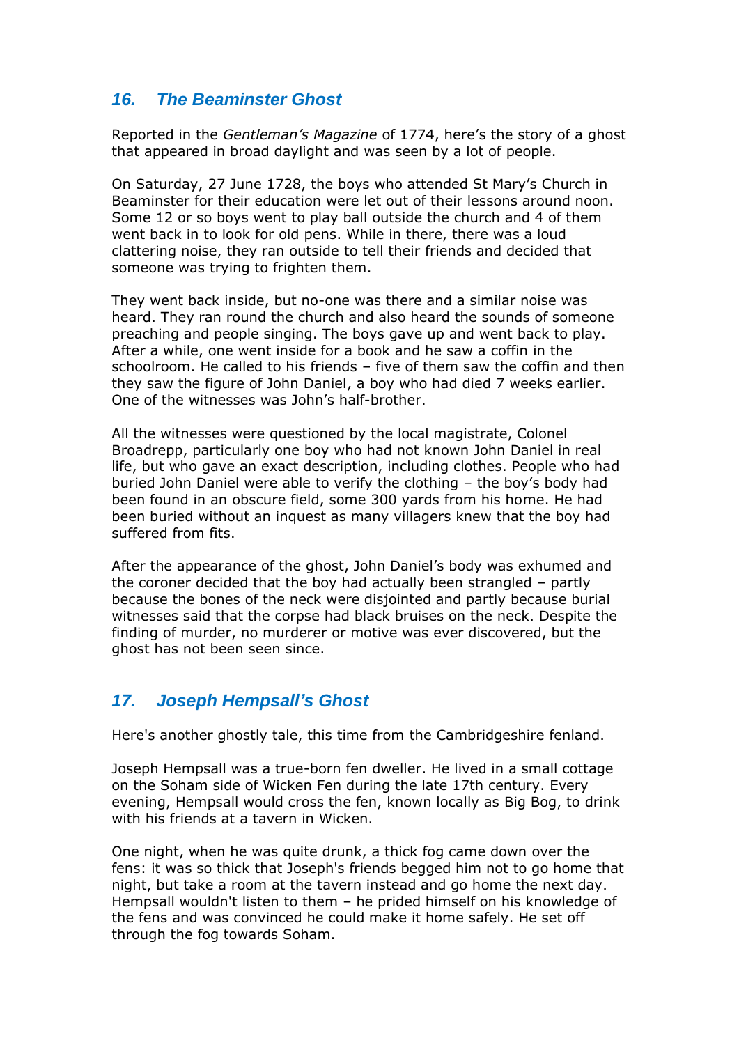## *16. The Beaminster Ghost*

Reported in the *Gentleman's Magazine* of 1774, here's the story of a ghost that appeared in broad daylight and was seen by a lot of people.

On Saturday, 27 June 1728, the boys who attended St Mary's Church in Beaminster for their education were let out of their lessons around noon. Some 12 or so boys went to play ball outside the church and 4 of them went back in to look for old pens. While in there, there was a loud clattering noise, they ran outside to tell their friends and decided that someone was trying to frighten them.

They went back inside, but no-one was there and a similar noise was heard. They ran round the church and also heard the sounds of someone preaching and people singing. The boys gave up and went back to play. After a while, one went inside for a book and he saw a coffin in the schoolroom. He called to his friends – five of them saw the coffin and then they saw the figure of John Daniel, a boy who had died 7 weeks earlier. One of the witnesses was John's half-brother.

All the witnesses were questioned by the local magistrate, Colonel Broadrepp, particularly one boy who had not known John Daniel in real life, but who gave an exact description, including clothes. People who had buried John Daniel were able to verify the clothing – the boy's body had been found in an obscure field, some 300 yards from his home. He had been buried without an inquest as many villagers knew that the boy had suffered from fits.

After the appearance of the ghost, John Daniel's body was exhumed and the coroner decided that the boy had actually been strangled – partly because the bones of the neck were disjointed and partly because burial witnesses said that the corpse had black bruises on the neck. Despite the finding of murder, no murderer or motive was ever discovered, but the ghost has not been seen since.

## *17. Joseph Hempsall's Ghost*

Here's another ghostly tale, this time from the Cambridgeshire fenland.

Joseph Hempsall was a true-born fen dweller. He lived in a small cottage on the Soham side of Wicken Fen during the late 17th century. Every evening, Hempsall would cross the fen, known locally as Big Bog, to drink with his friends at a tavern in Wicken.

One night, when he was quite drunk, a thick fog came down over the fens: it was so thick that Joseph's friends begged him not to go home that night, but take a room at the tavern instead and go home the next day. Hempsall wouldn't listen to them – he prided himself on his knowledge of the fens and was convinced he could make it home safely. He set off through the fog towards Soham.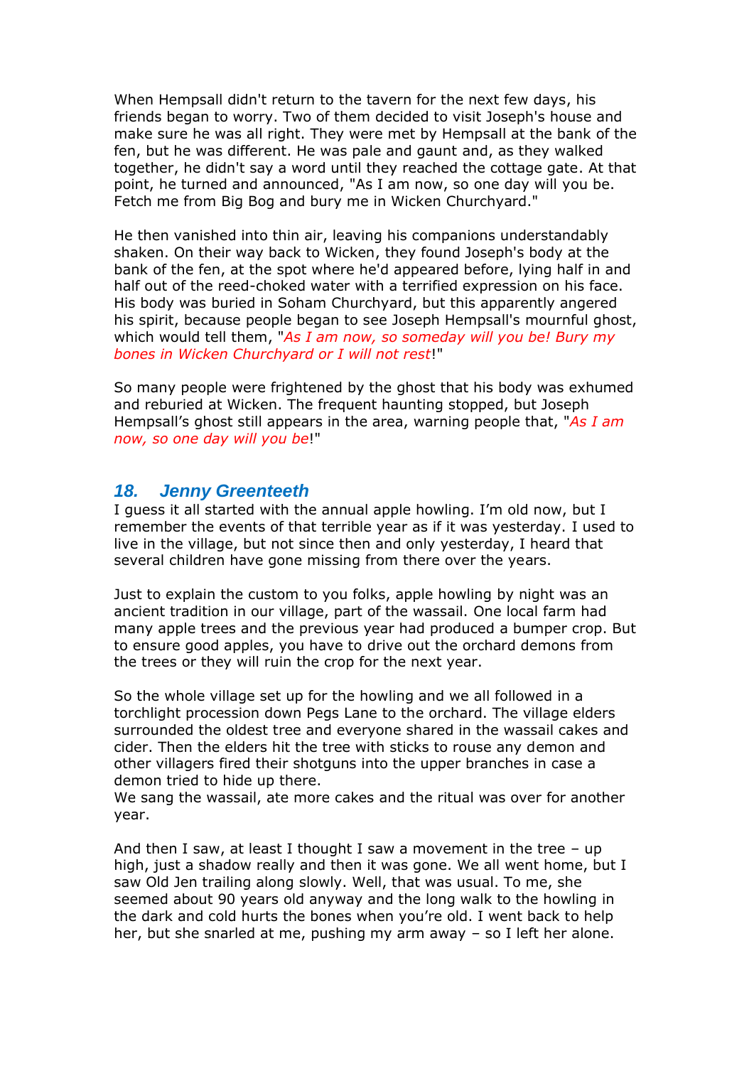When Hempsall didn't return to the tavern for the next few days, his friends began to worry. Two of them decided to visit Joseph's house and make sure he was all right. They were met by Hempsall at the bank of the fen, but he was different. He was pale and gaunt and, as they walked together, he didn't say a word until they reached the cottage gate. At that point, he turned and announced, "As I am now, so one day will you be. Fetch me from Big Bog and bury me in Wicken Churchyard."

He then vanished into thin air, leaving his companions understandably shaken. On their way back to Wicken, they found Joseph's body at the bank of the fen, at the spot where he'd appeared before, lying half in and half out of the reed-choked water with a terrified expression on his face. His body was buried in Soham Churchyard, but this apparently angered his spirit, because people began to see Joseph Hempsall's mournful ghost, which would tell them, "*As I am now, so someday will you be! Bury my bones in Wicken Churchyard or I will not rest*!"

So many people were frightened by the ghost that his body was exhumed and reburied at Wicken. The frequent haunting stopped, but Joseph Hempsall's ghost still appears in the area, warning people that, "*As I am now, so one day will you be*!"

## *18. Jenny Greenteeth*

I guess it all started with the annual apple howling. I'm old now, but I remember the events of that terrible year as if it was yesterday. I used to live in the village, but not since then and only yesterday, I heard that several children have gone missing from there over the years.

Just to explain the custom to you folks, apple howling by night was an ancient tradition in our village, part of the wassail. One local farm had many apple trees and the previous year had produced a bumper crop. But to ensure good apples, you have to drive out the orchard demons from the trees or they will ruin the crop for the next year.

So the whole village set up for the howling and we all followed in a torchlight procession down Pegs Lane to the orchard. The village elders surrounded the oldest tree and everyone shared in the wassail cakes and cider. Then the elders hit the tree with sticks to rouse any demon and other villagers fired their shotguns into the upper branches in case a demon tried to hide up there.
We sang the wassail, ate more cakes and the ritual was over for another year.

And then I saw, at least I thought I saw a movement in the tree – up high, just a shadow really and then it was gone. We all went home, but I saw Old Jen trailing along slowly. Well, that was usual. To me, she seemed about 90 years old anyway and the long walk to the howling in the dark and cold hurts the bones when you're old. I went back to help her, but she snarled at me, pushing my arm away – so I left her alone.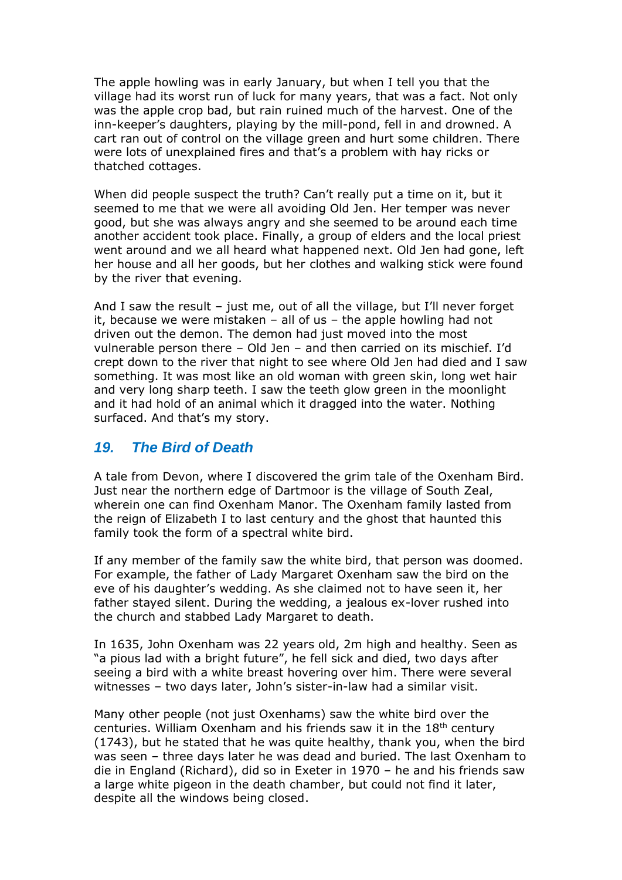The apple howling was in early January, but when I tell you that the village had its worst run of luck for many years, that was a fact. Not only was the apple crop bad, but rain ruined much of the harvest. One of the inn-keeper's daughters, playing by the mill-pond, fell in and drowned. A cart ran out of control on the village green and hurt some children. There were lots of unexplained fires and that's a problem with hay ricks or thatched cottages.

When did people suspect the truth? Can't really put a time on it, but it seemed to me that we were all avoiding Old Jen. Her temper was never good, but she was always angry and she seemed to be around each time another accident took place. Finally, a group of elders and the local priest went around and we all heard what happened next. Old Jen had gone, left her house and all her goods, but her clothes and walking stick were found by the river that evening.

And I saw the result – just me, out of all the village, but I'll never forget it, because we were mistaken – all of us – the apple howling had not driven out the demon. The demon had just moved into the most vulnerable person there – Old Jen – and then carried on its mischief. I'd crept down to the river that night to see where Old Jen had died and I saw something. It was most like an old woman with green skin, long wet hair and very long sharp teeth. I saw the teeth glow green in the moonlight and it had hold of an animal which it dragged into the water. Nothing surfaced. And that's my story.

## *19. The Bird of Death*

A tale from Devon, where I discovered the grim tale of the Oxenham Bird. Just near the northern edge of Dartmoor is the village of South Zeal, wherein one can find Oxenham Manor. The Oxenham family lasted from the reign of Elizabeth I to last century and the ghost that haunted this family took the form of a spectral white bird.

If any member of the family saw the white bird, that person was doomed. For example, the father of Lady Margaret Oxenham saw the bird on the eve of his daughter's wedding. As she claimed not to have seen it, her father stayed silent. During the wedding, a jealous ex-lover rushed into the church and stabbed Lady Margaret to death.

In 1635, John Oxenham was 22 years old, 2m high and healthy. Seen as "a pious lad with a bright future", he fell sick and died, two days after seeing a bird with a white breast hovering over him. There were several witnesses – two days later, John's sister-in-law had a similar visit.

Many other people (not just Oxenhams) saw the white bird over the centuries. William Oxenham and his friends saw it in the 18th century (1743), but he stated that he was quite healthy, thank you, when the bird was seen – three days later he was dead and buried. The last Oxenham to die in England (Richard), did so in Exeter in 1970 – he and his friends saw a large white pigeon in the death chamber, but could not find it later, despite all the windows being closed.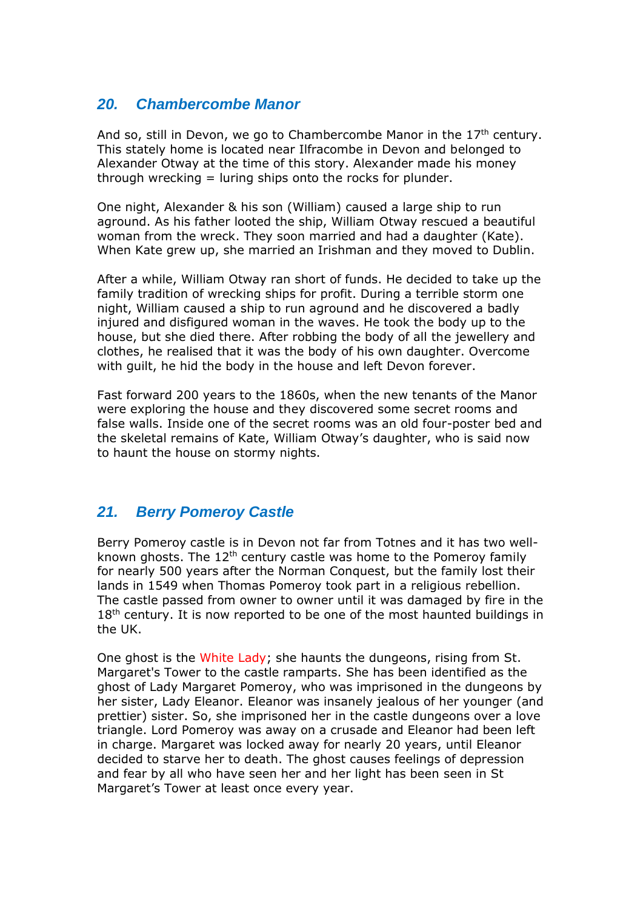## *20. Chambercombe Manor*

And so, still in Devon, we go to Chambercombe Manor in the 17th century. This stately home is located near Ilfracombe in Devon and belonged to Alexander Otway at the time of this story. Alexander made his money through wrecking = luring ships onto the rocks for plunder.

One night, Alexander & his son (William) caused a large ship to run aground. As his father looted the ship, William Otway rescued a beautiful woman from the wreck. They soon married and had a daughter (Kate). When Kate grew up, she married an Irishman and they moved to Dublin.

After a while, William Otway ran short of funds. He decided to take up the family tradition of wrecking ships for profit. During a terrible storm one night, William caused a ship to run aground and he discovered a badly injured and disfigured woman in the waves. He took the body up to the house, but she died there. After robbing the body of all the jewellery and clothes, he realised that it was the body of his own daughter. Overcome with guilt, he hid the body in the house and left Devon forever.

Fast forward 200 years to the 1860s, when the new tenants of the Manor were exploring the house and they discovered some secret rooms and false walls. Inside one of the secret rooms was an old four-poster bed and the skeletal remains of Kate, William Otway's daughter, who is said now to haunt the house on stormy nights.

## *21. Berry Pomeroy Castle*

Berry Pomeroy castle is in Devon not far from Totnes and it has two well-known ghosts. The 12th century castle was home to the Pomeroy family for nearly 500 years after the Norman Conquest, but the family lost their lands in 1549 when Thomas Pomeroy took part in a religious rebellion. The castle passed from owner to owner until it was damaged by fire in the 18th century. It is now reported to be one of the most haunted buildings in the UK.

One ghost is the White Lady; she haunts the dungeons, rising from St. Margaret's Tower to the castle ramparts. She has been identified as the ghost of Lady Margaret Pomeroy, who was imprisoned in the dungeons by her sister, Lady Eleanor. Eleanor was insanely jealous of her younger (and prettier) sister. So, she imprisoned her in the castle dungeons over a love triangle. Lord Pomeroy was away on a crusade and Eleanor had been left in charge. Margaret was locked away for nearly 20 years, until Eleanor decided to starve her to death. The ghost causes feelings of depression and fear by all who have seen her and her light has been seen in St Margaret's Tower at least once every year.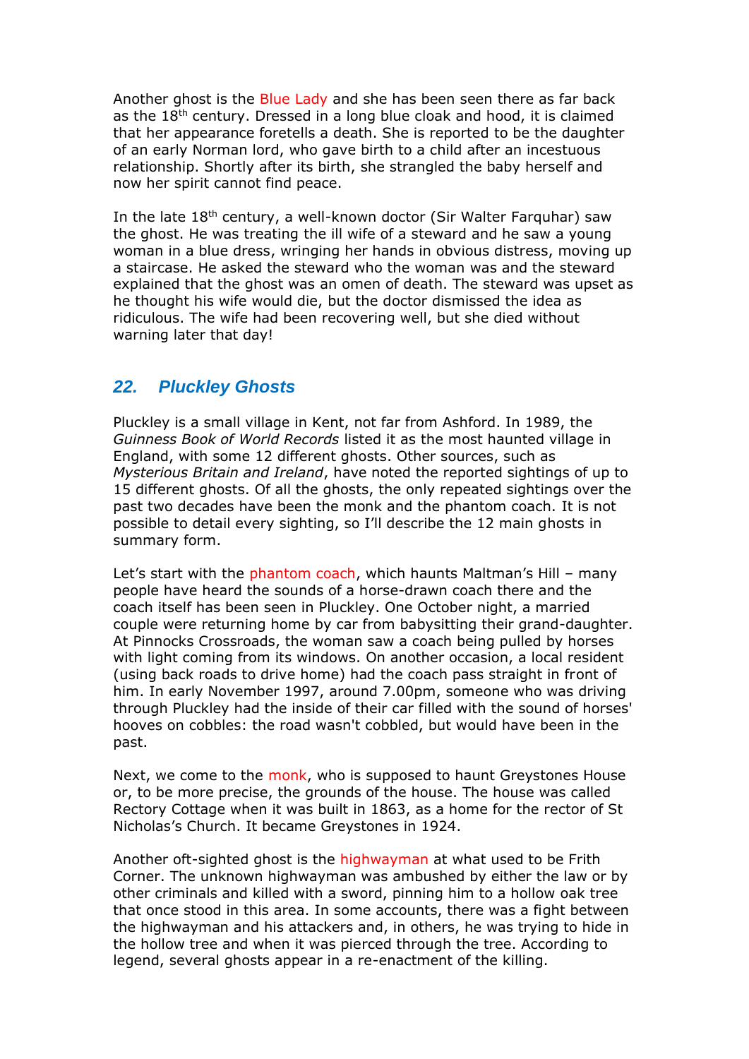Another ghost is the Blue Lady and she has been seen there as far back as the 18th century. Dressed in a long blue cloak and hood, it is claimed that her appearance foretells a death. She is reported to be the daughter of an early Norman lord, who gave birth to a child after an incestuous relationship. Shortly after its birth, she strangled the baby herself and now her spirit cannot find peace.

In the late 18th century, a well-known doctor (Sir Walter Farquhar) saw the ghost. He was treating the ill wife of a steward and he saw a young woman in a blue dress, wringing her hands in obvious distress, moving up a staircase. He asked the steward who the woman was and the steward explained that the ghost was an omen of death. The steward was upset as he thought his wife would die, but the doctor dismissed the idea as ridiculous. The wife had been recovering well, but she died without warning later that day!

## *22. Pluckley Ghosts*

Pluckley is a small village in Kent, not far from Ashford. In 1989, the *Guinness Book of World Records* listed it as the most haunted village in England, with some 12 different ghosts. Other sources, such as *Mysterious Britain and Ireland*, have noted the reported sightings of up to 15 different ghosts. Of all the ghosts, the only repeated sightings over the past two decades have been the monk and the phantom coach. It is not possible to detail every sighting, so I'll describe the 12 main ghosts in summary form.

Let's start with the phantom coach, which haunts Maltman's Hill – many people have heard the sounds of a horse-drawn coach there and the coach itself has been seen in Pluckley. One October night, a married couple were returning home by car from babysitting their grand-daughter. At Pinnocks Crossroads, the woman saw a coach being pulled by horses with light coming from its windows. On another occasion, a local resident (using back roads to drive home) had the coach pass straight in front of him. In early November 1997, around 7.00pm, someone who was driving through Pluckley had the inside of their car filled with the sound of horses' hooves on cobbles: the road wasn't cobbled, but would have been in the past.

Next, we come to the monk, who is supposed to haunt Greystones House or, to be more precise, the grounds of the house. The house was called Rectory Cottage when it was built in 1863, as a home for the rector of St Nicholas's Church. It became Greystones in 1924.

Another oft-sighted ghost is the highwayman at what used to be Frith Corner. The unknown highwayman was ambushed by either the law or by other criminals and killed with a sword, pinning him to a hollow oak tree that once stood in this area. In some accounts, there was a fight between the highwayman and his attackers and, in others, he was trying to hide in the hollow tree and when it was pierced through the tree. According to legend, several ghosts appear in a re-enactment of the killing.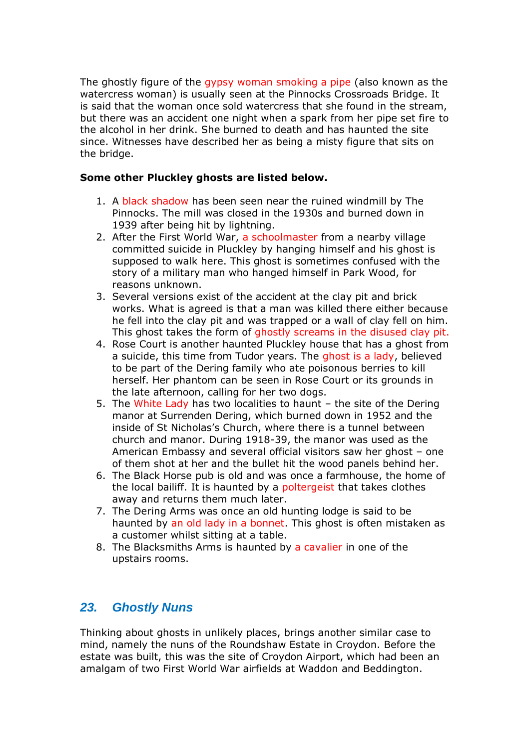The ghostly figure of the gypsy woman smoking a pipe (also known as the watercress woman) is usually seen at the Pinnocks Crossroads Bridge. It is said that the woman once sold watercress that she found in the stream, but there was an accident one night when a spark from her pipe set fire to the alcohol in her drink. She burned to death and has haunted the site since. Witnesses have described her as being a misty figure that sits on the bridge.

**Some other Pluckley ghosts are listed below.**

1. A black shadow has been seen near the ruined windmill by The Pinnocks. The mill was closed in the 1930s and burned down in 1939 after being hit by lightning.
2. After the First World War, a schoolmaster from a nearby village committed suicide in Pluckley by hanging himself and his ghost is supposed to walk here. This ghost is sometimes confused with the story of a military man who hanged himself in Park Wood, for reasons unknown.
3. Several versions exist of the accident at the clay pit and brick works. What is agreed is that a man was killed there either because he fell into the clay pit and was trapped or a wall of clay fell on him. This ghost takes the form of ghostly screams in the disused clay pit.
4. Rose Court is another haunted Pluckley house that has a ghost from a suicide, this time from Tudor years. The ghost is a lady, believed to be part of the Dering family who ate poisonous berries to kill herself. Her phantom can be seen in Rose Court or its grounds in the late afternoon, calling for her two dogs.
5. The White Lady has two localities to haunt – the site of the Dering manor at Surrenden Dering, which burned down in 1952 and the inside of St Nicholas's Church, where there is a tunnel between church and manor. During 1918-39, the manor was used as the American Embassy and several official visitors saw her ghost – one of them shot at her and the bullet hit the wood panels behind her.
6. The Black Horse pub is old and was once a farmhouse, the home of the local bailiff. It is haunted by a poltergeist that takes clothes away and returns them much later.
7. The Dering Arms was once an old hunting lodge is said to be haunted by an old lady in a bonnet. This ghost is often mistaken as a customer whilst sitting at a table.
8. The Blacksmiths Arms is haunted by a cavalier in one of the upstairs rooms.

## *23. Ghostly Nuns*

Thinking about ghosts in unlikely places, brings another similar case to mind, namely the nuns of the Roundshaw Estate in Croydon. Before the estate was built, this was the site of Croydon Airport, which had been an amalgam of two First World War airfields at Waddon and Beddington.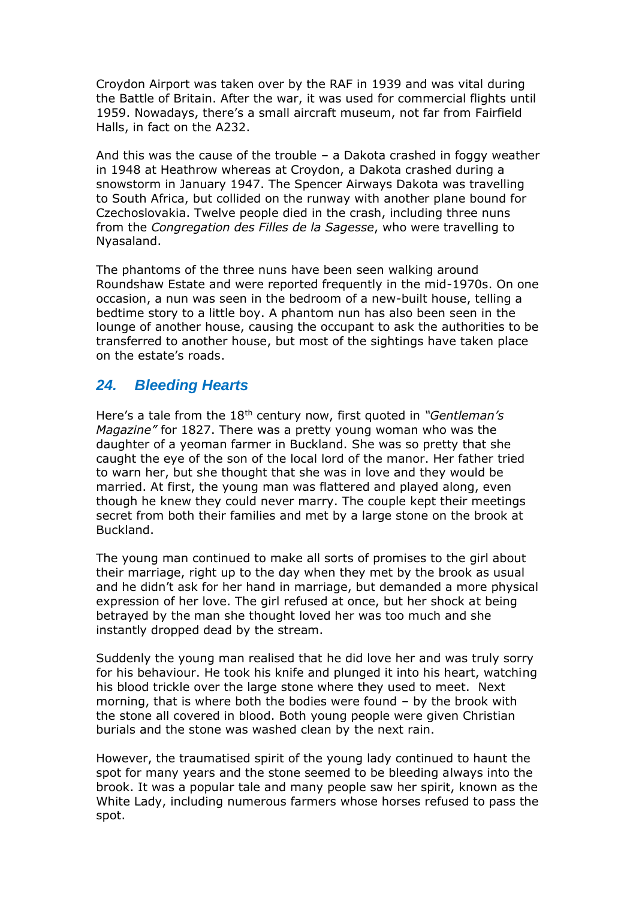Croydon Airport was taken over by the RAF in 1939 and was vital during the Battle of Britain. After the war, it was used for commercial flights until 1959. Nowadays, there's a small aircraft museum, not far from Fairfield Halls, in fact on the A232.

And this was the cause of the trouble – a Dakota crashed in foggy weather in 1948 at Heathrow whereas at Croydon, a Dakota crashed during a snowstorm in January 1947. The Spencer Airways Dakota was travelling to South Africa, but collided on the runway with another plane bound for Czechoslovakia. Twelve people died in the crash, including three nuns from the *Congregation des Filles de la Sagesse*, who were travelling to Nyasaland.

The phantoms of the three nuns have been seen walking around Roundshaw Estate and were reported frequently in the mid-1970s. On one occasion, a nun was seen in the bedroom of a new-built house, telling a bedtime story to a little boy. A phantom nun has also been seen in the lounge of another house, causing the occupant to ask the authorities to be transferred to another house, but most of the sightings have taken place on the estate's roads.

## *24. Bleeding Hearts*

Here's a tale from the 18th century now, first quoted in *"Gentleman's Magazine"* for 1827. There was a pretty young woman who was the daughter of a yeoman farmer in Buckland. She was so pretty that she caught the eye of the son of the local lord of the manor. Her father tried to warn her, but she thought that she was in love and they would be married. At first, the young man was flattered and played along, even though he knew they could never marry. The couple kept their meetings secret from both their families and met by a large stone on the brook at Buckland.

The young man continued to make all sorts of promises to the girl about their marriage, right up to the day when they met by the brook as usual and he didn't ask for her hand in marriage, but demanded a more physical expression of her love. The girl refused at once, but her shock at being betrayed by the man she thought loved her was too much and she instantly dropped dead by the stream.

Suddenly the young man realised that he did love her and was truly sorry for his behaviour. He took his knife and plunged it into his heart, watching his blood trickle over the large stone where they used to meet. Next morning, that is where both the bodies were found – by the brook with the stone all covered in blood. Both young people were given Christian burials and the stone was washed clean by the next rain.

However, the traumatised spirit of the young lady continued to haunt the spot for many years and the stone seemed to be bleeding always into the brook. It was a popular tale and many people saw her spirit, known as the White Lady, including numerous farmers whose horses refused to pass the spot.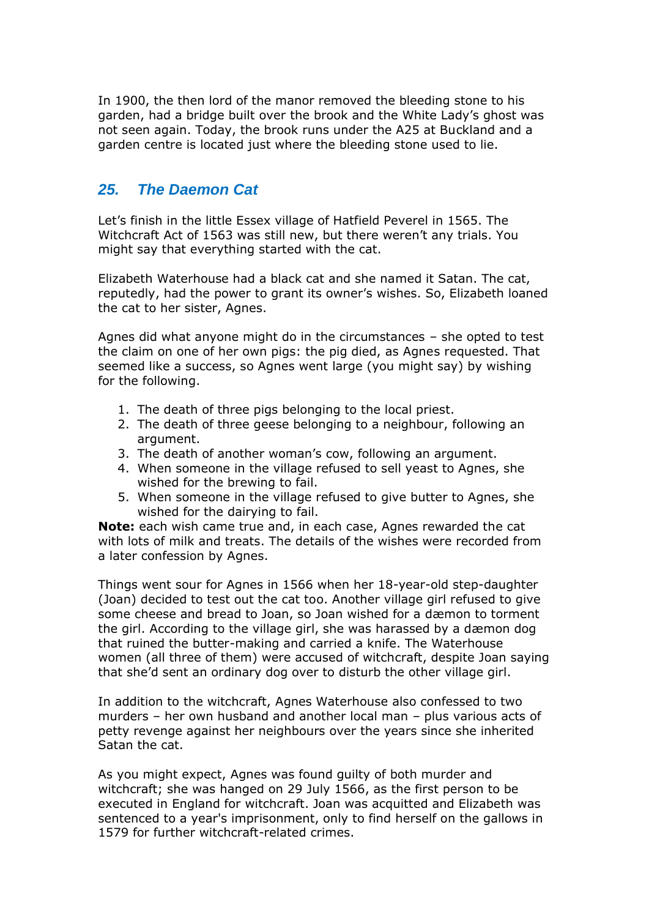In 1900, the then lord of the manor removed the bleeding stone to his garden, had a bridge built over the brook and the White Lady's ghost was not seen again. Today, the brook runs under the A25 at Buckland and a garden centre is located just where the bleeding stone used to lie.

## *25. The Daemon Cat*

Let's finish in the little Essex village of Hatfield Peverel in 1565. The Witchcraft Act of 1563 was still new, but there weren't any trials. You might say that everything started with the cat.

Elizabeth Waterhouse had a black cat and she named it Satan. The cat, reputedly, had the power to grant its owner's wishes. So, Elizabeth loaned the cat to her sister, Agnes.

Agnes did what anyone might do in the circumstances – she opted to test the claim on one of her own pigs: the pig died, as Agnes requested. That seemed like a success, so Agnes went large (you might say) by wishing for the following.

1. The death of three pigs belonging to the local priest.
2. The death of three geese belonging to a neighbour, following an argument.
3. The death of another woman's cow, following an argument.
4. When someone in the village refused to sell yeast to Agnes, she wished for the brewing to fail.
5. When someone in the village refused to give butter to Agnes, she wished for the dairying to fail.

**Note:** each wish came true and, in each case, Agnes rewarded the cat with lots of milk and treats. The details of the wishes were recorded from a later confession by Agnes.

Things went sour for Agnes in 1566 when her 18-year-old step-daughter (Joan) decided to test out the cat too. Another village girl refused to give some cheese and bread to Joan, so Joan wished for a dæmon to torment the girl. According to the village girl, she was harassed by a dæmon dog that ruined the butter-making and carried a knife. The Waterhouse women (all three of them) were accused of witchcraft, despite Joan saying that she'd sent an ordinary dog over to disturb the other village girl.

In addition to the witchcraft, Agnes Waterhouse also confessed to two murders – her own husband and another local man – plus various acts of petty revenge against her neighbours over the years since she inherited Satan the cat.

As you might expect, Agnes was found guilty of both murder and witchcraft; she was hanged on 29 July 1566, as the first person to be executed in England for witchcraft. Joan was acquitted and Elizabeth was sentenced to a year's imprisonment, only to find herself on the gallows in 1579 for further witchcraft-related crimes.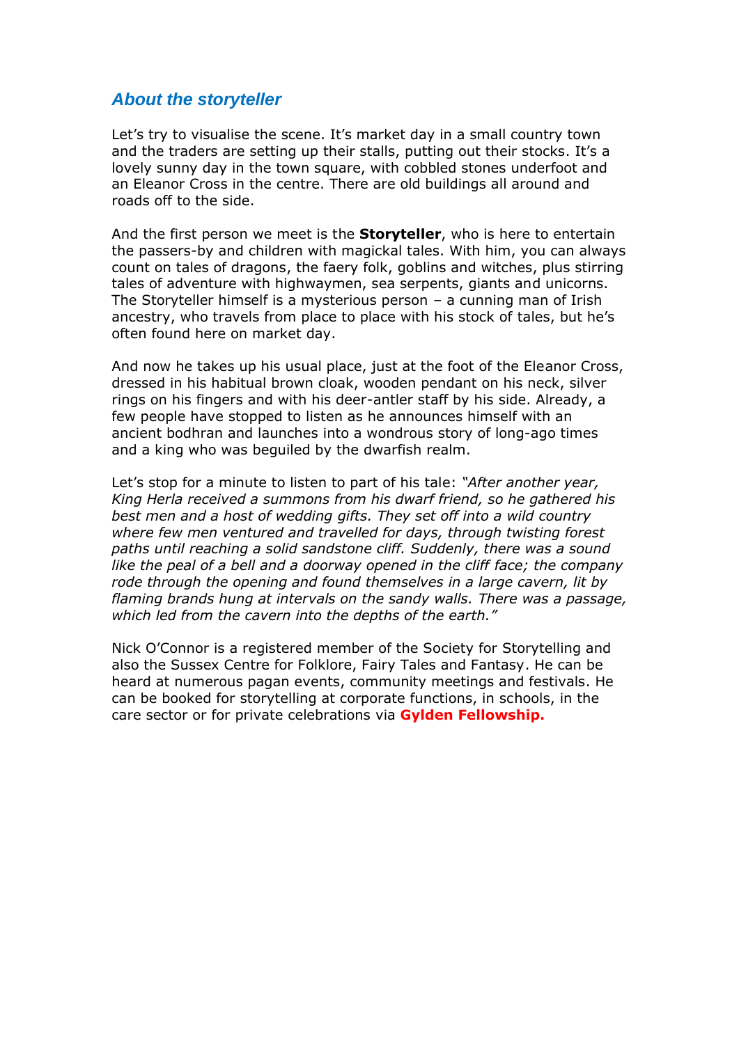## *About the storyteller*

Let's try to visualise the scene. It's market day in a small country town and the traders are setting up their stalls, putting out their stocks. It's a lovely sunny day in the town square, with cobbled stones underfoot and an Eleanor Cross in the centre. There are old buildings all around and roads off to the side.

And the first person we meet is the **Storyteller**, who is here to entertain the passers-by and children with magickal tales. With him, you can always count on tales of dragons, the faery folk, goblins and witches, plus stirring tales of adventure with highwaymen, sea serpents, giants and unicorns. The Storyteller himself is a mysterious person – a cunning man of Irish ancestry, who travels from place to place with his stock of tales, but he's often found here on market day.

And now he takes up his usual place, just at the foot of the Eleanor Cross, dressed in his habitual brown cloak, wooden pendant on his neck, silver rings on his fingers and with his deer-antler staff by his side. Already, a few people have stopped to listen as he announces himself with an ancient bodhran and launches into a wondrous story of long-ago times and a king who was beguiled by the dwarfish realm.

Let's stop for a minute to listen to part of his tale: *"After another year, King Herla received a summons from his dwarf friend, so he gathered his best men and a host of wedding gifts. They set off into a wild country where few men ventured and travelled for days, through twisting forest paths until reaching a solid sandstone cliff. Suddenly, there was a sound like the peal of a bell and a doorway opened in the cliff face; the company rode through the opening and found themselves in a large cavern, lit by flaming brands hung at intervals on the sandy walls. There was a passage, which led from the cavern into the depths of the earth."*

Nick O'Connor is a registered member of the Society for Storytelling and also the Sussex Centre for Folklore, Fairy Tales and Fantasy. He can be heard at numerous pagan events, community meetings and festivals. He can be booked for storytelling at corporate functions, in schools, in the care sector or for private celebrations via **Gylden Fellowship.**